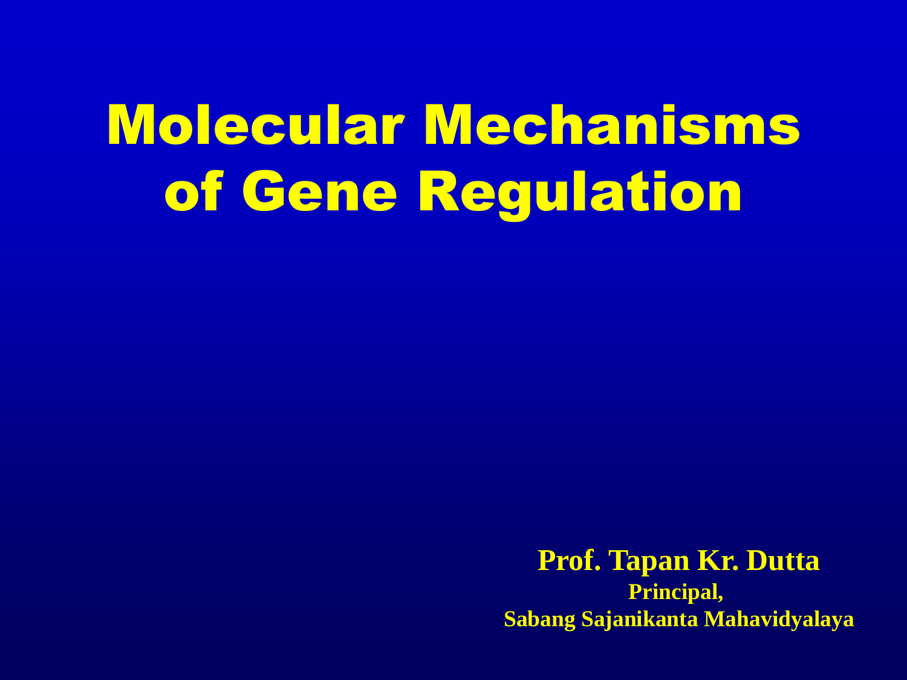# Molecular Mechanisms of Gene Regulation

**Prof. Tapan Kr. Dutta**

**Principal,**

**Sabang Sajanikanta Mahavidyalaya**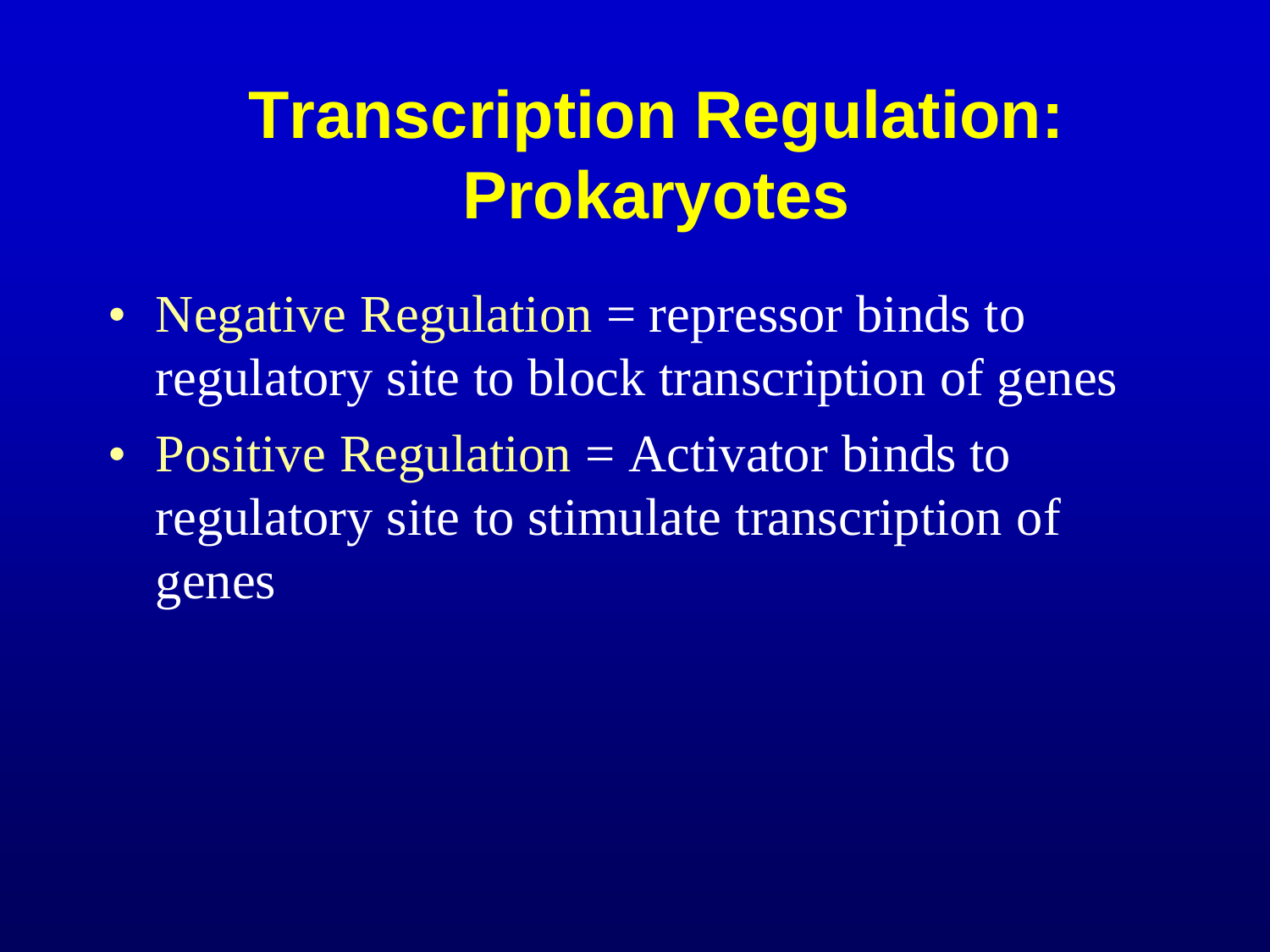# Transcription Regulation: Prokaryotes

- Negative Regulation = repressor binds to regulatory site to block transcription of genes
- Positive Regulation = Activator binds to regulatory site to stimulate transcription of genes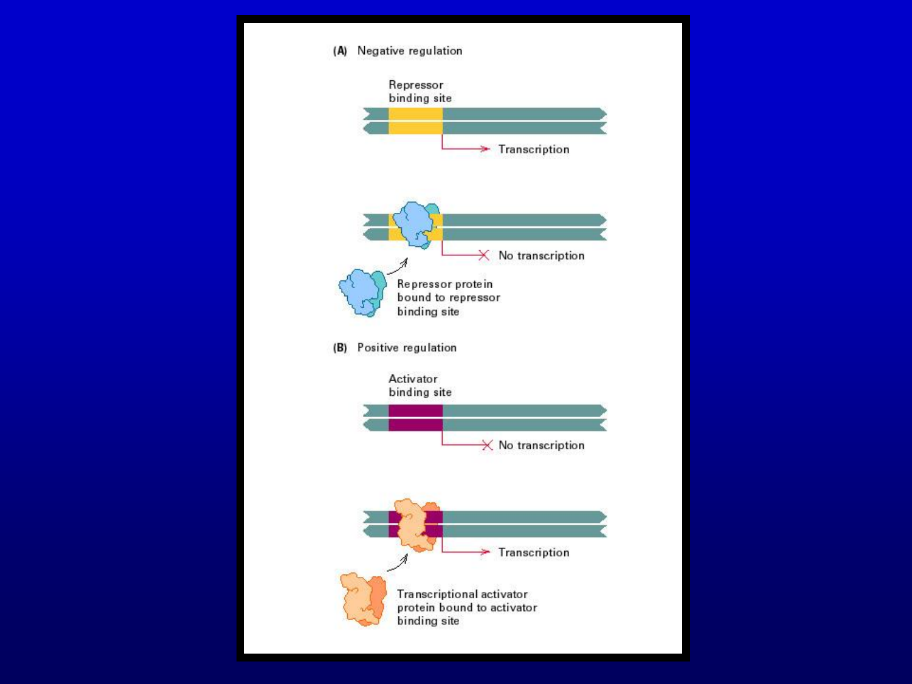(A) Negative regulation

Repressor binding site

Transcription

No transcription

Repressor protein bound to repressor binding site

(B) Positive regulation

Activator binding site

No transcription

Transcription

Transcriptional activator protein bound to activator binding site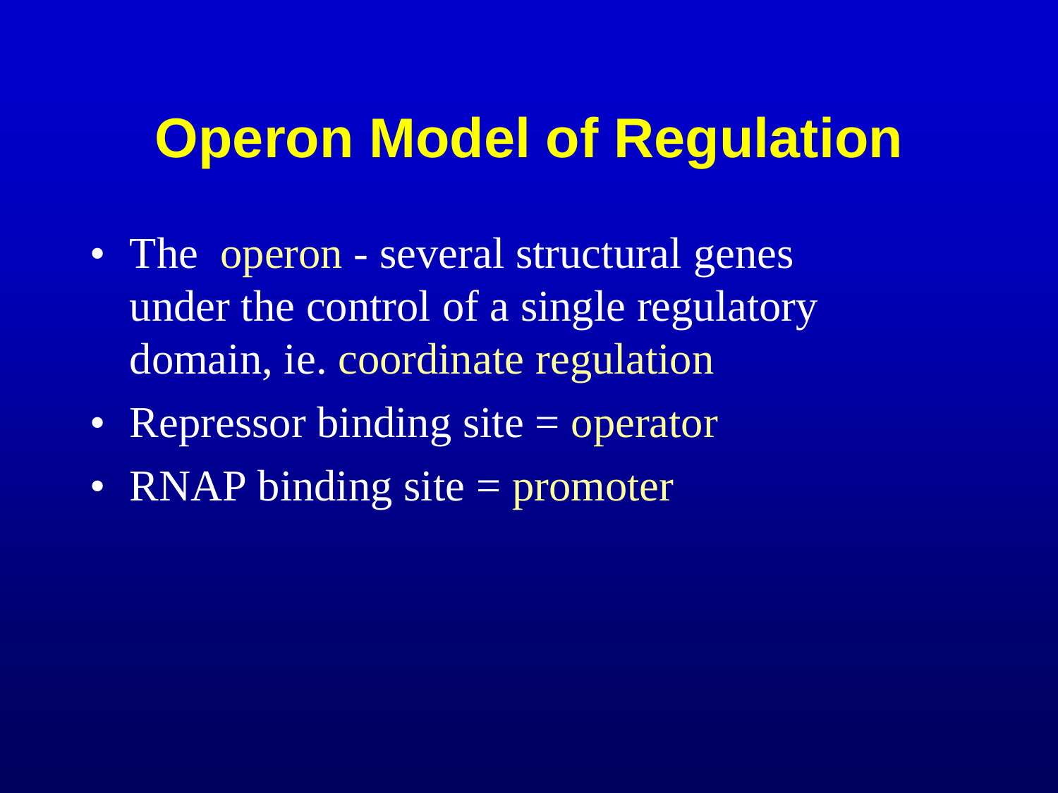# Operon Model of Regulation

- The operon - several structural genes under the control of a single regulatory domain, ie. coordinate regulation
- Repressor binding site = operator
- RNAP binding site = promoter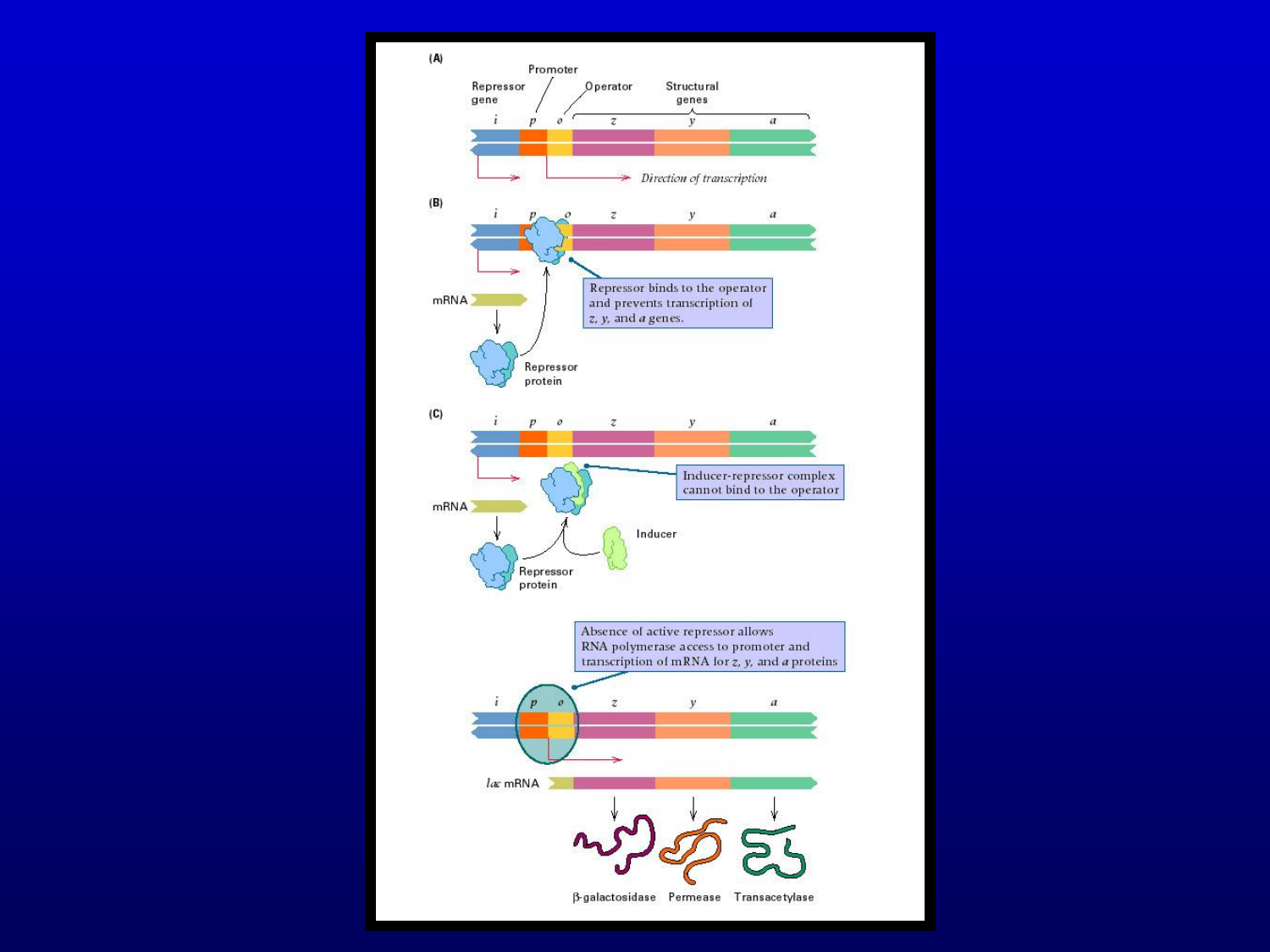(A)

Promoter

Repressor gene

Operator

Structural genes

*i* *p* *o* *z* *y* *a*

*Direction of transcription*

(B)

*i* *p* *o* *z* *y* *a*

mRNA

Repressor binds to the operator and prevents transcription of *z, y,* and *a* genes.

Repressor protein

(C)

*i* *p* *o* *z* *y* *a*

Inducer-repressor complex cannot bind to the operator

mRNA

Inducer

Repressor protein

Absence of active repressor allows RNA polymerase access to promoter and transcription of mRNA for *z, y,* and *a* proteins

*i* *p* *o* *z* *y* *a*

*lac* mRNA

β-galactosidase Permease Transacetylase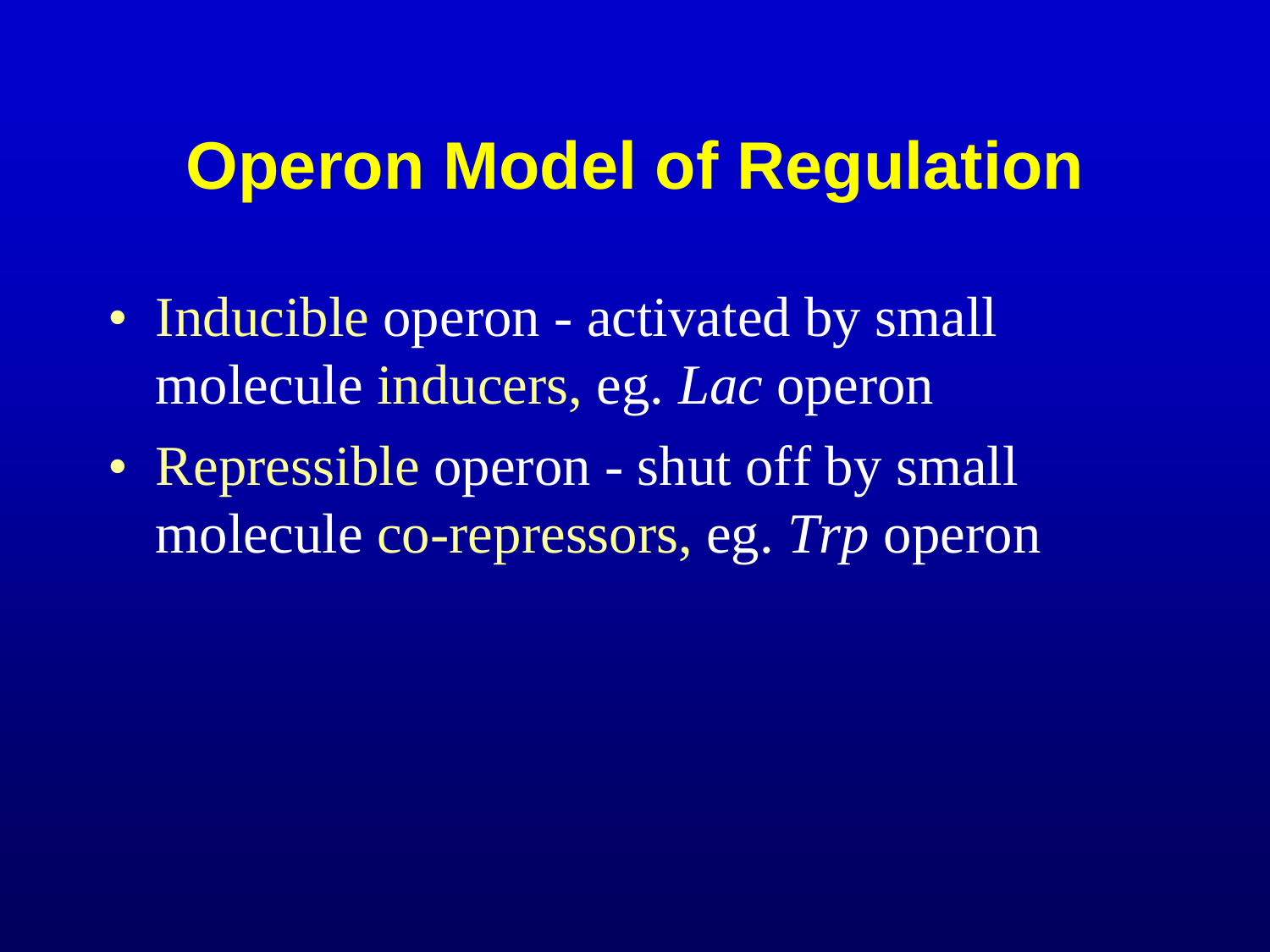# Operon Model of Regulation

- Inducible operon - activated by small molecule inducers, eg. *Lac* operon
- Repressible operon - shut off by small molecule co-repressors, eg. *Trp* operon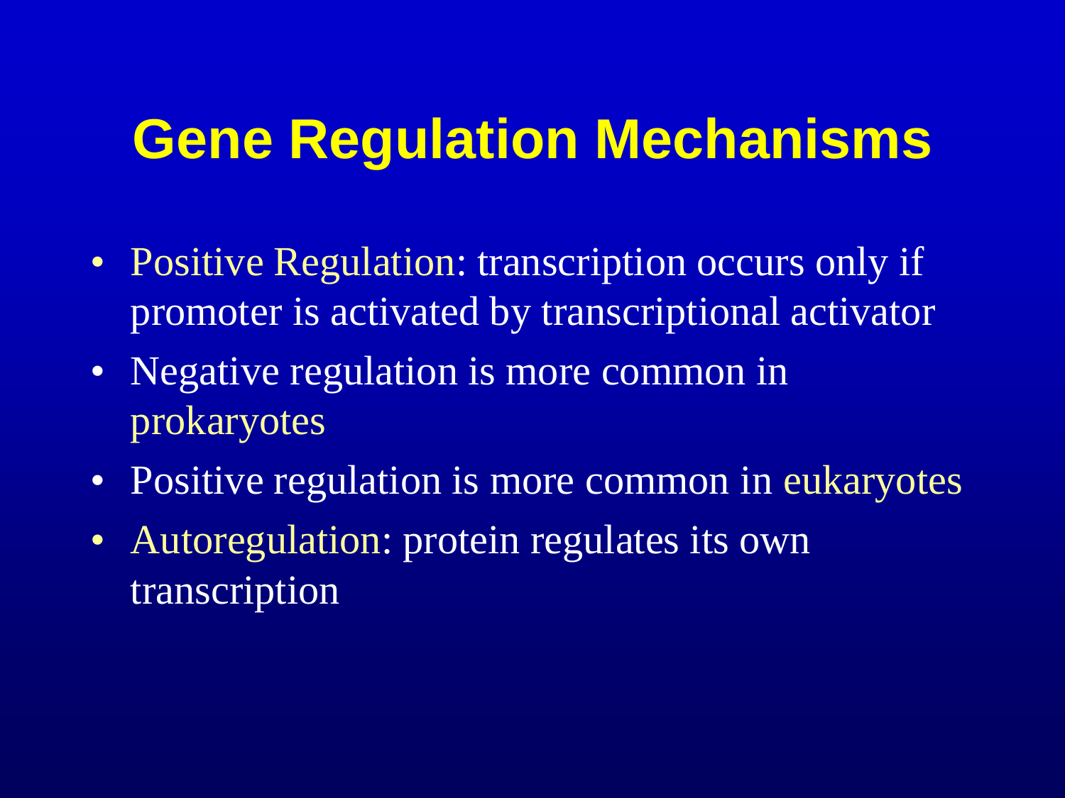# Gene Regulation Mechanisms

- Positive Regulation: transcription occurs only if promoter is activated by transcriptional activator
- Negative regulation is more common in prokaryotes
- Positive regulation is more common in eukaryotes
- Autoregulation: protein regulates its own transcription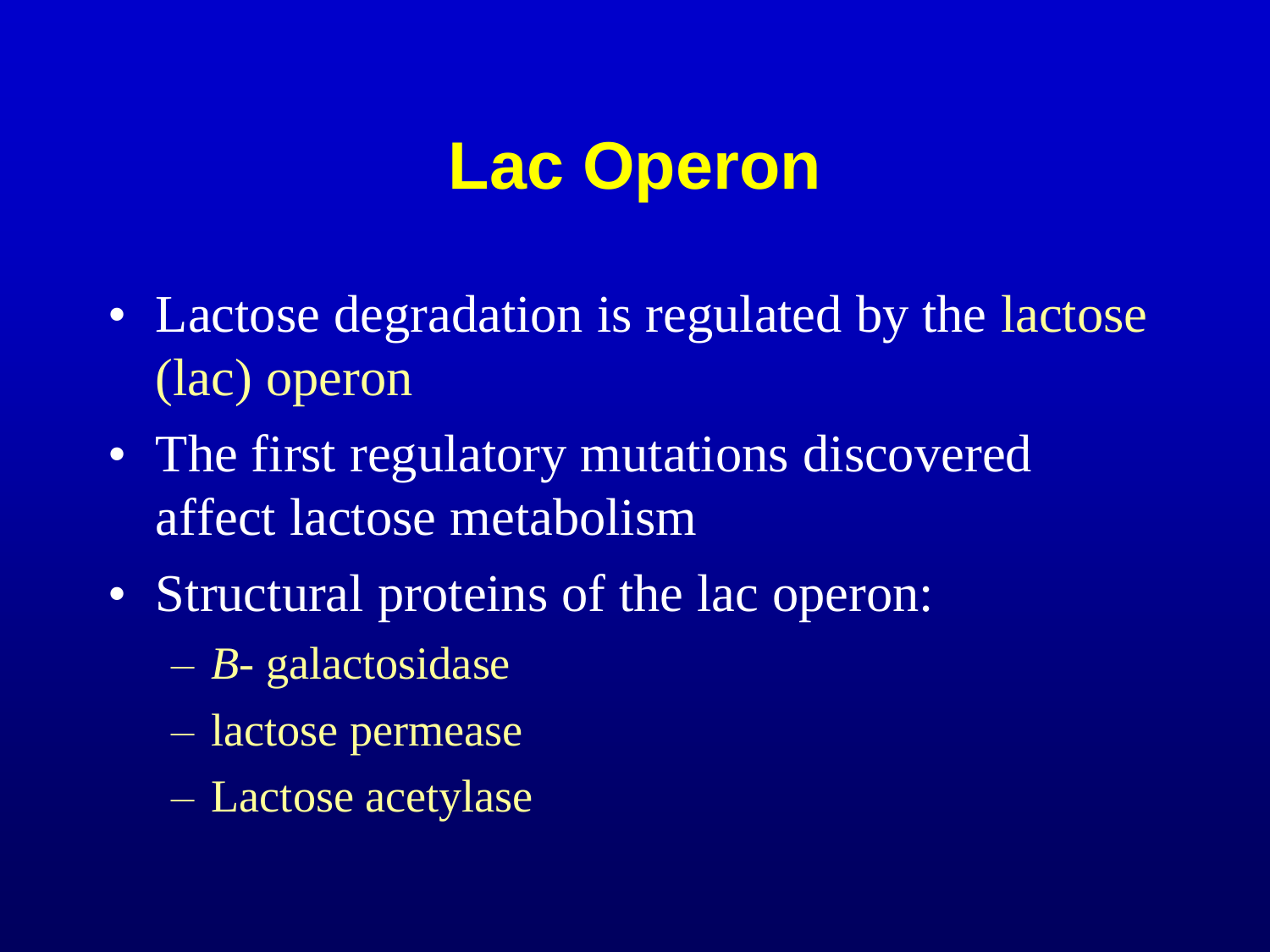# Lac Operon

- Lactose degradation is regulated by the lactose (lac) operon
- The first regulatory mutations discovered affect lactose metabolism
- Structural proteins of the lac operon:
  - *B*- galactosidase
  - lactose permease
  - Lactose acetylase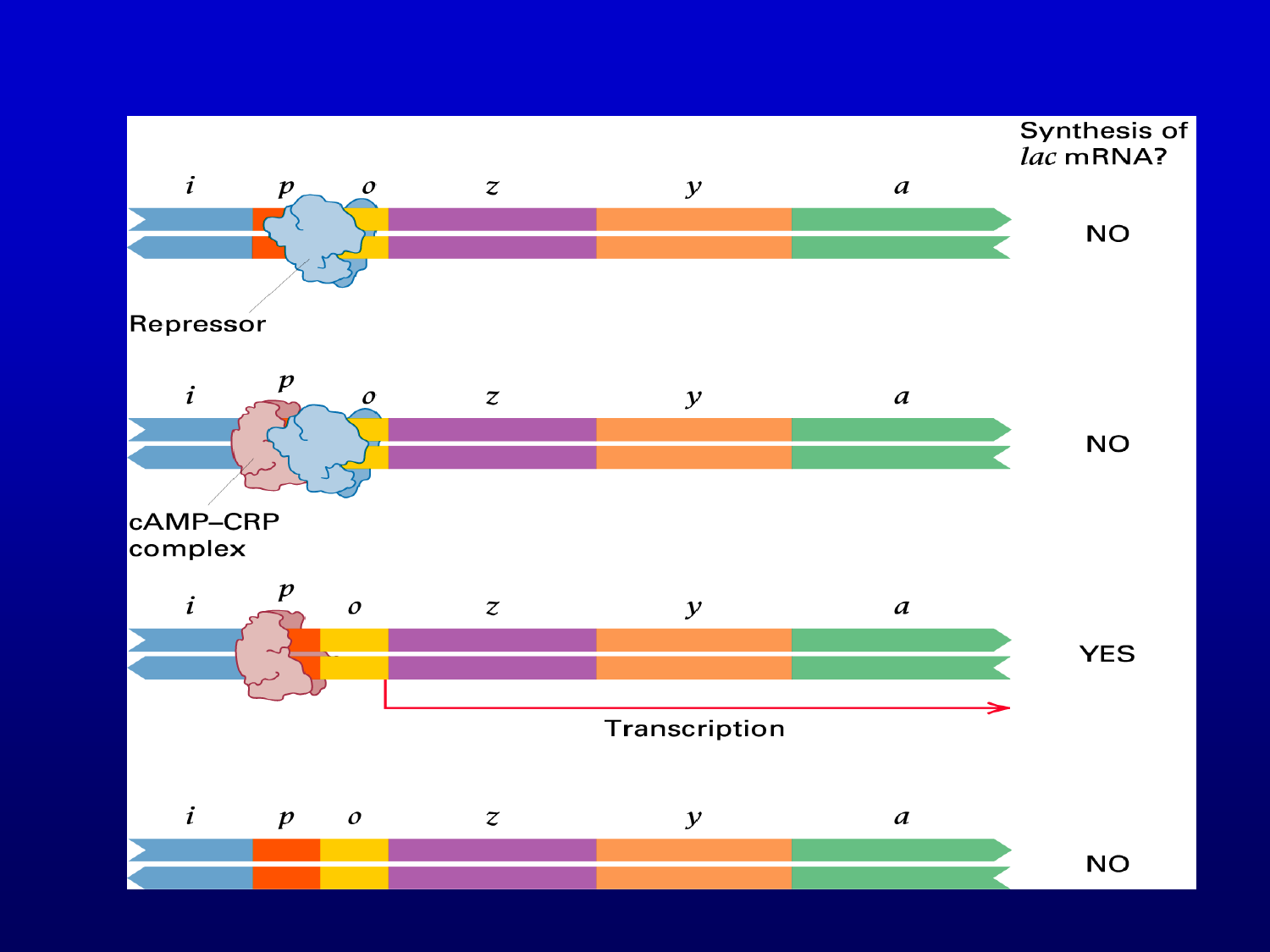Synthesis of *lac* mRNA?

*i* *p* *o* *z* *y* *a*

Repressor

NO

*i* *p* *o* *z* *y* *a*

cAMP–CRP complex

NO

*i* *p* *o* *z* *y* *a*

Transcription

YES

*i* *p* *o* *z* *y* *a*

NO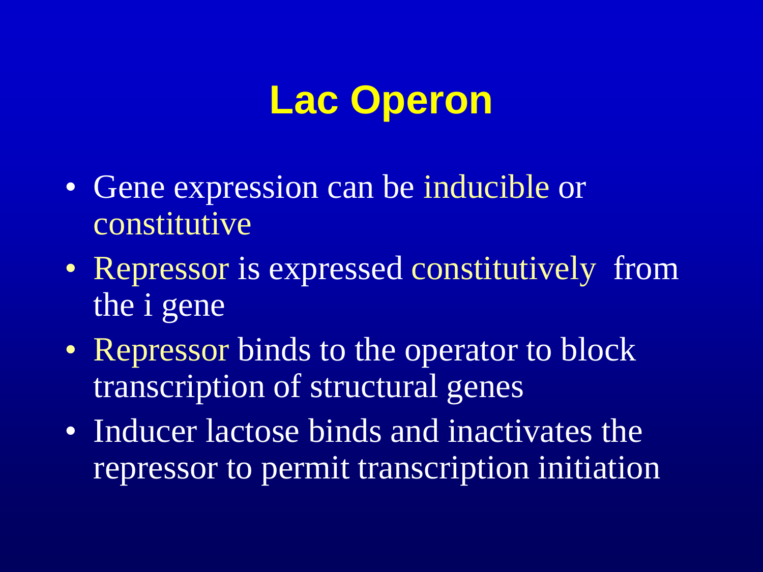# Lac Operon

- Gene expression can be inducible or constitutive
- Repressor is expressed constitutively from the i gene
- Repressor binds to the operator to block transcription of structural genes
- Inducer lactose binds and inactivates the repressor to permit transcription initiation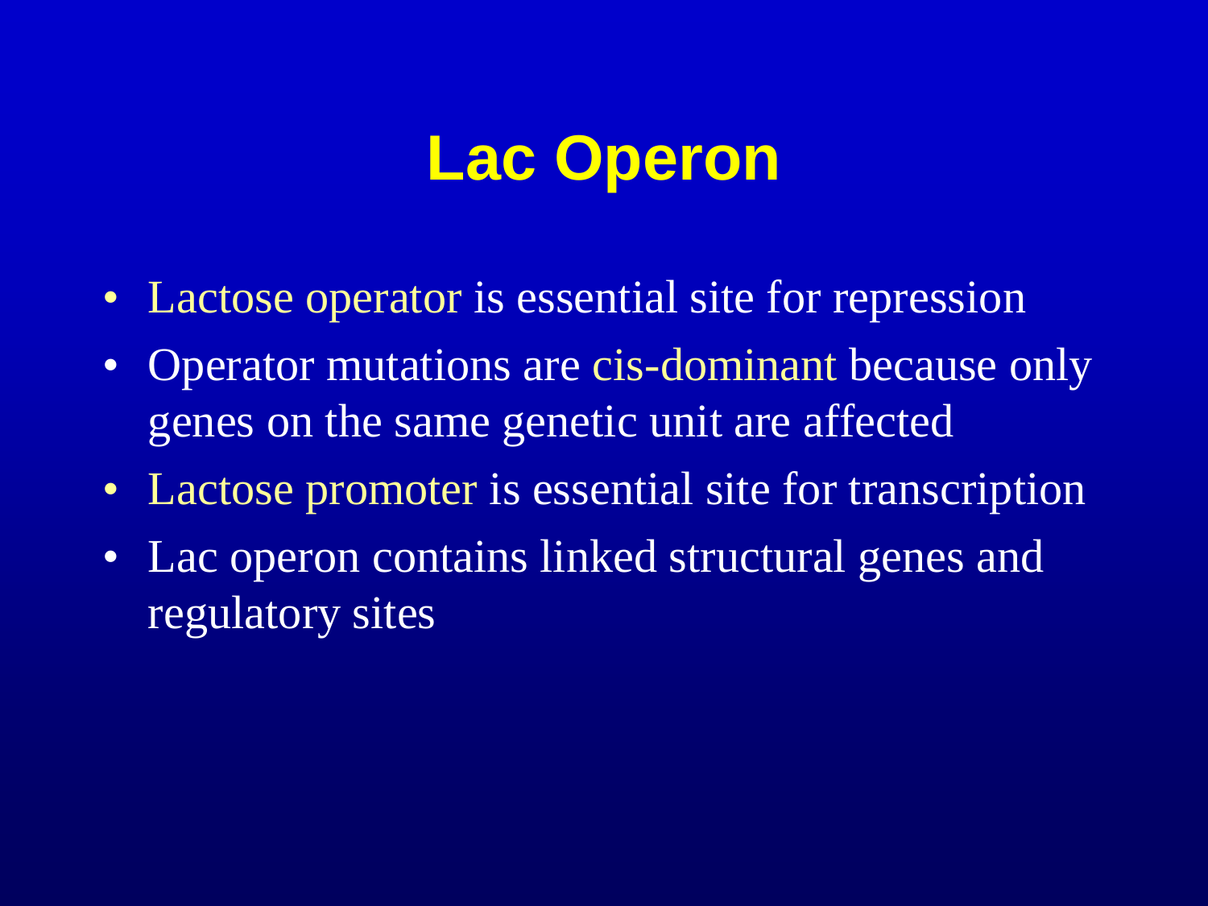# Lac Operon

- Lactose operator is essential site for repression
- Operator mutations are cis-dominant because only genes on the same genetic unit are affected
- Lactose promoter is essential site for transcription
- Lac operon contains linked structural genes and regulatory sites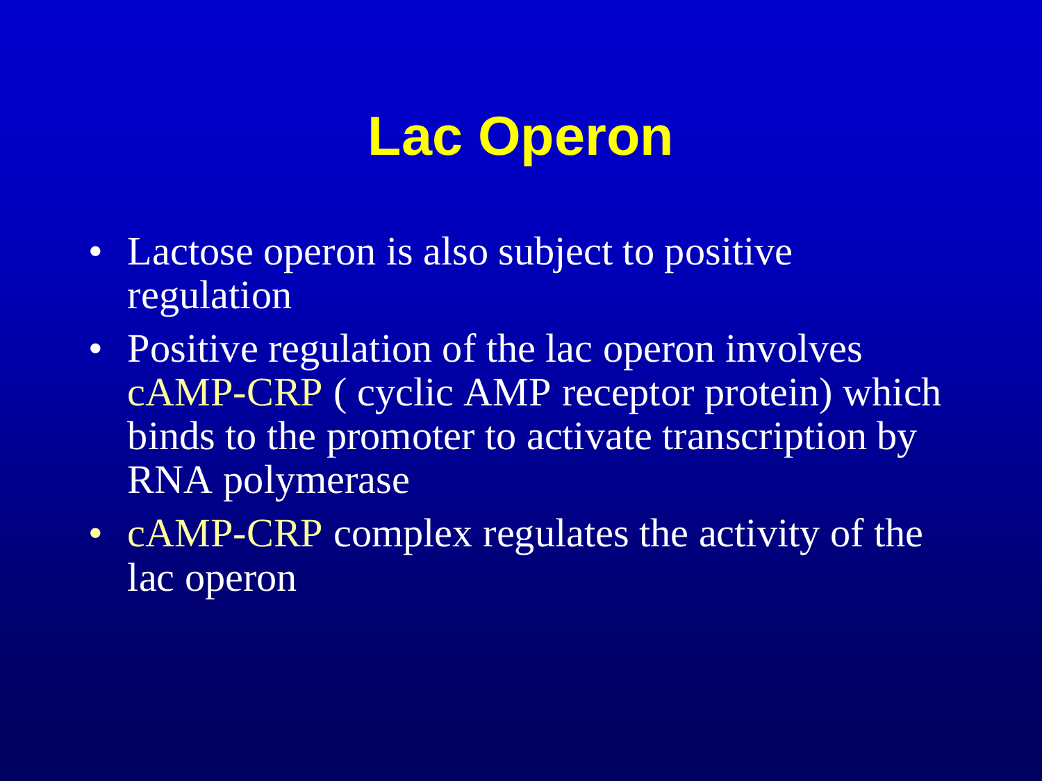# Lac Operon

- Lactose operon is also subject to positive regulation
- Positive regulation of the lac operon involves cAMP-CRP ( cyclic AMP receptor protein) which binds to the promoter to activate transcription by RNA polymerase
- cAMP-CRP complex regulates the activity of the lac operon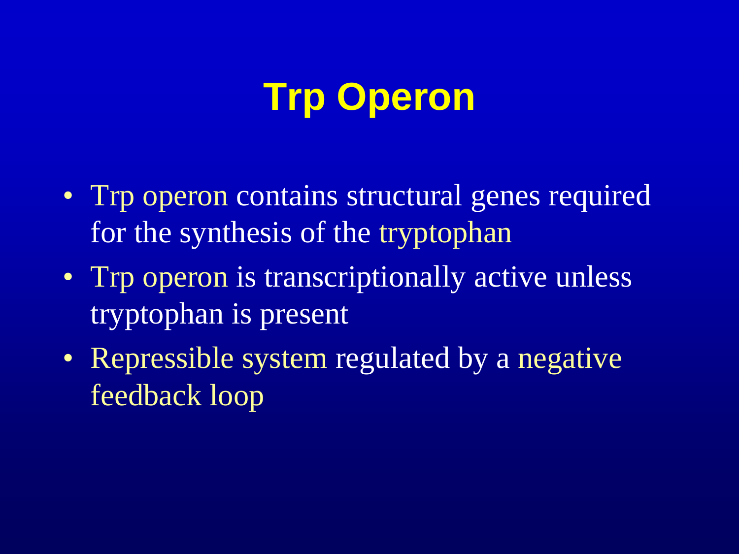# Trp Operon

- Trp operon contains structural genes required for the synthesis of the tryptophan
- Trp operon is transcriptionally active unless tryptophan is present
- Repressible system regulated by a negative feedback loop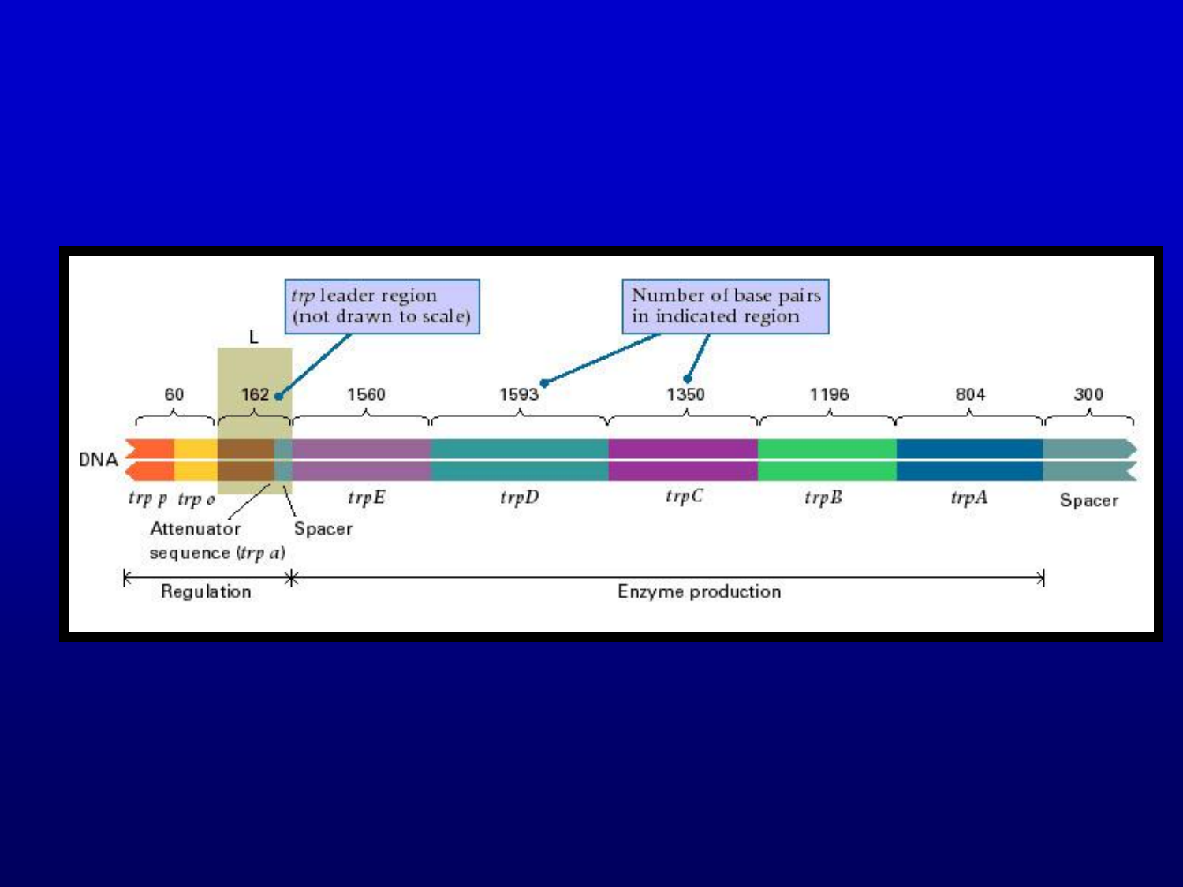*trp* leader region (not drawn to scale)

Number of base pairs in indicated region

| Region | *trp p* / *trp o* | L (Attenuator sequence (*trp a*) + Spacer) | *trpE* | *trpD* | *trpC* | *trpB* | *trpA* | Spacer |
|---|---|---|---|---|---|---|---|---|
| Base pairs | 60 | 162 | 1560 | 1593 | 1350 | 1196 | 804 | 300 |

DNA

Regulation | Enzyme production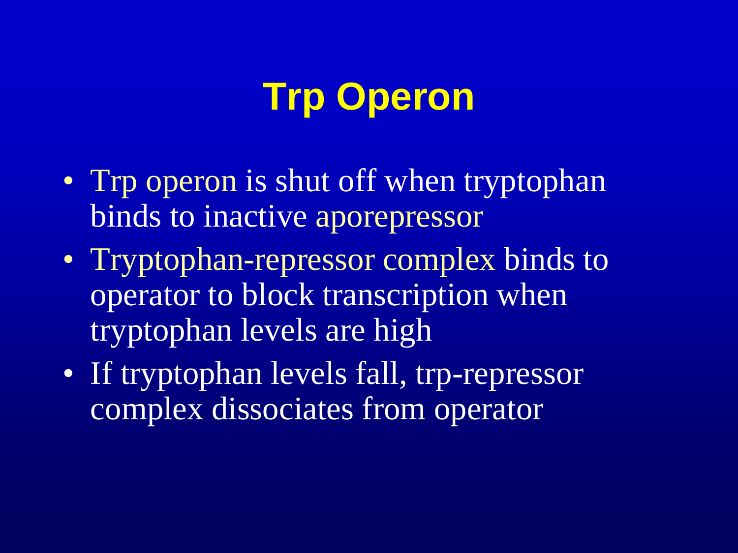# Trp Operon

- Trp operon is shut off when tryptophan binds to inactive aporepressor
- Tryptophan-repressor complex binds to operator to block transcription when tryptophan levels are high
- If tryptophan levels fall, trp-repressor complex dissociates from operator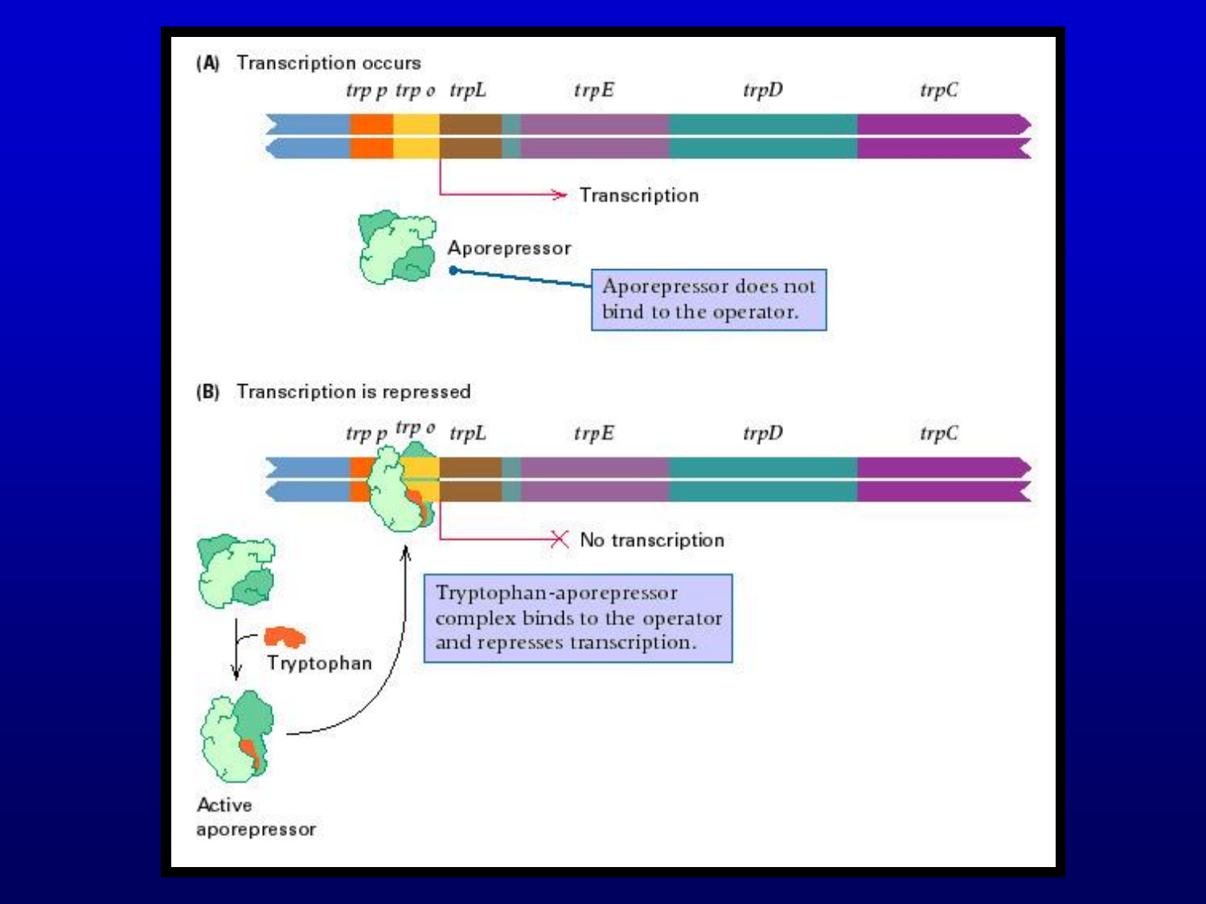**(A)** Transcription occurs

*trp p* *trp o* *trpL* *trpE* *trpD* *trpC*

Transcription

Aporepressor

Aporepressor does not bind to the operator.

**(B)** Transcription is repressed

*trp p* *trp o* *trpL* *trpE* *trpD* *trpC*

No transcription

Tryptophan

Active aporepressor

Tryptophan-aporepressor complex binds to the operator and represses transcription.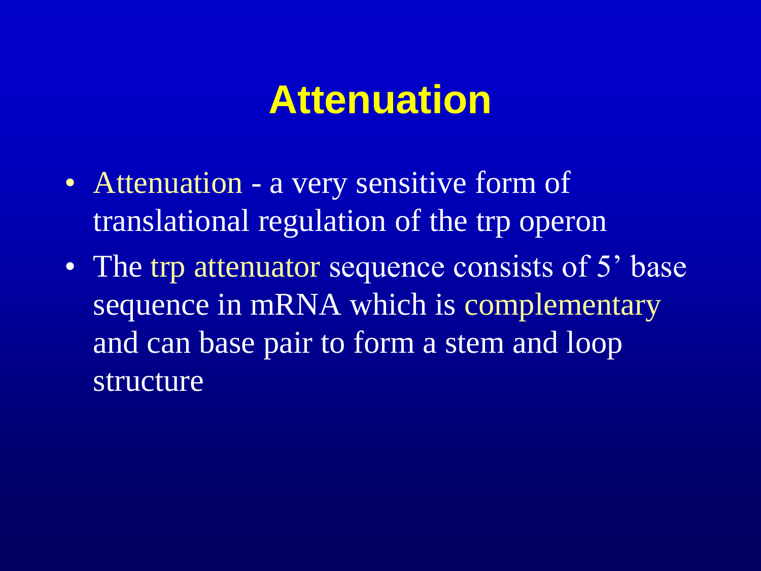# Attenuation

- Attenuation - a very sensitive form of translational regulation of the trp operon
- The trp attenuator sequence consists of 5’ base sequence in mRNA which is complementary and can base pair to form a stem and loop structure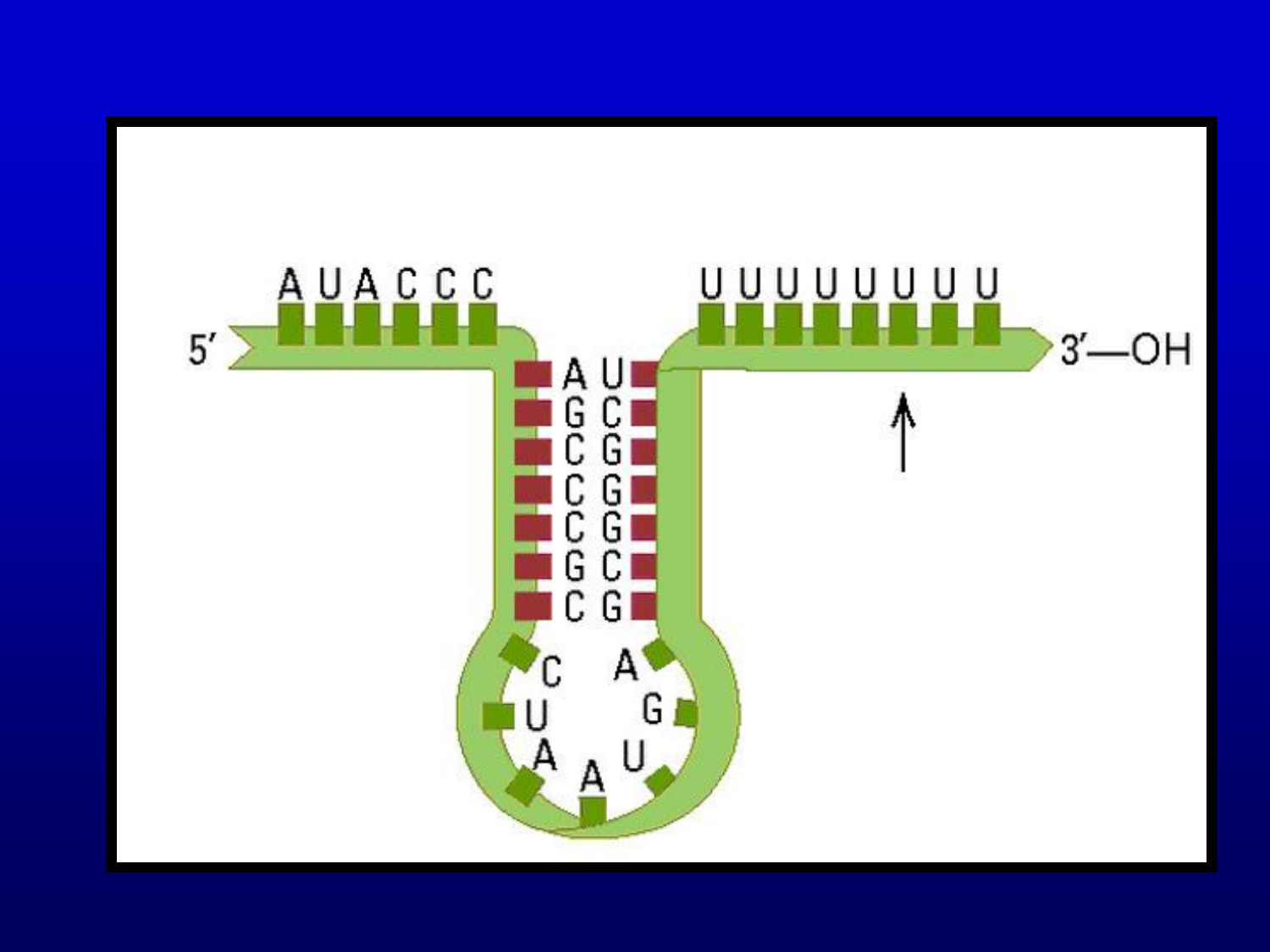5′ A U A C C C

A G C C C G C

C U A A U G A

G C G G G C U

U U U U U U U U 3′—OH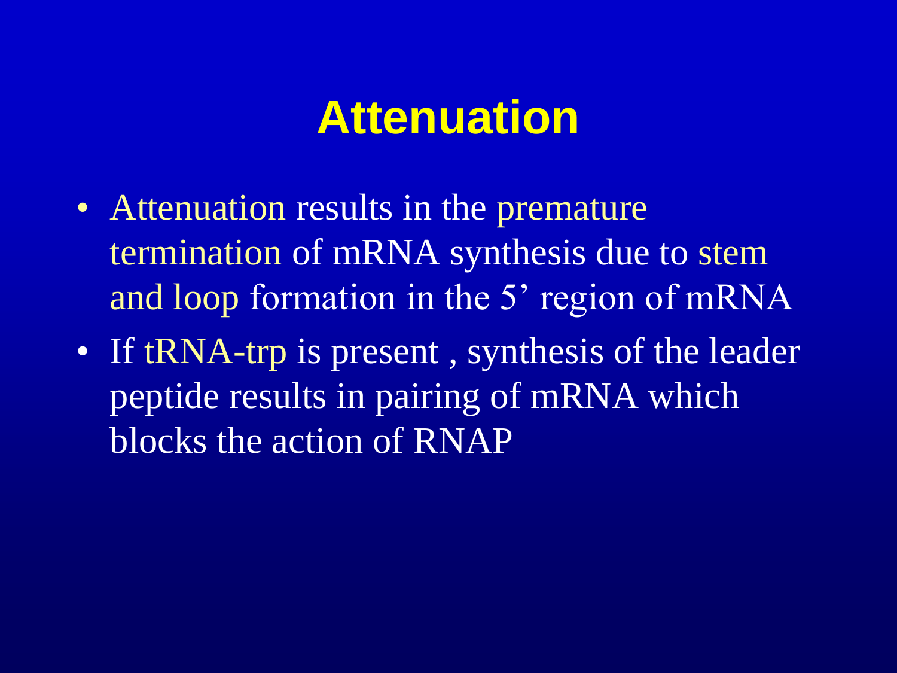# Attenuation

- Attenuation results in the premature termination of mRNA synthesis due to stem and loop formation in the 5' region of mRNA
- If tRNA-trp is present , synthesis of the leader peptide results in pairing of mRNA which blocks the action of RNAP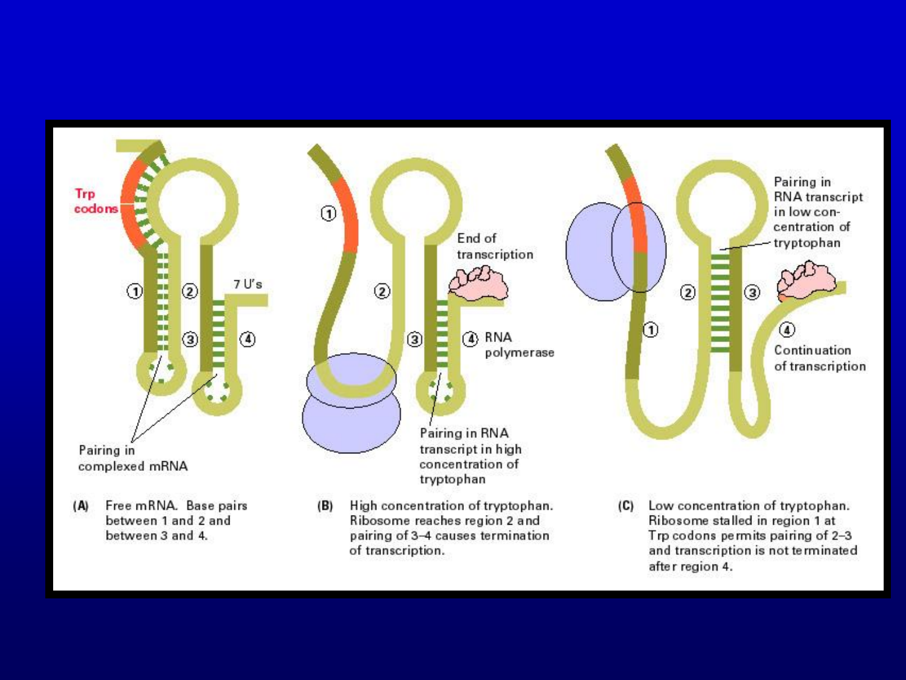Trp codons

① ② ③ ④ 7 U's

Pairing in complexed mRNA

**(A)** Free mRNA. Base pairs between 1 and 2 and between 3 and 4.

① ② ③ ④ End of transcription

RNA polymerase

Pairing in RNA transcript in high concentration of tryptophan

**(B)** High concentration of tryptophan. Ribosome reaches region 2 and pairing of 3–4 causes termination of transcription.

① ② ③ ④ Pairing in RNA transcript in low concentration of tryptophan

Continuation of transcription

**(C)** Low concentration of tryptophan. Ribosome stalled in region 1 at Trp codons permits pairing of 2–3 and transcription is not terminated after region 4.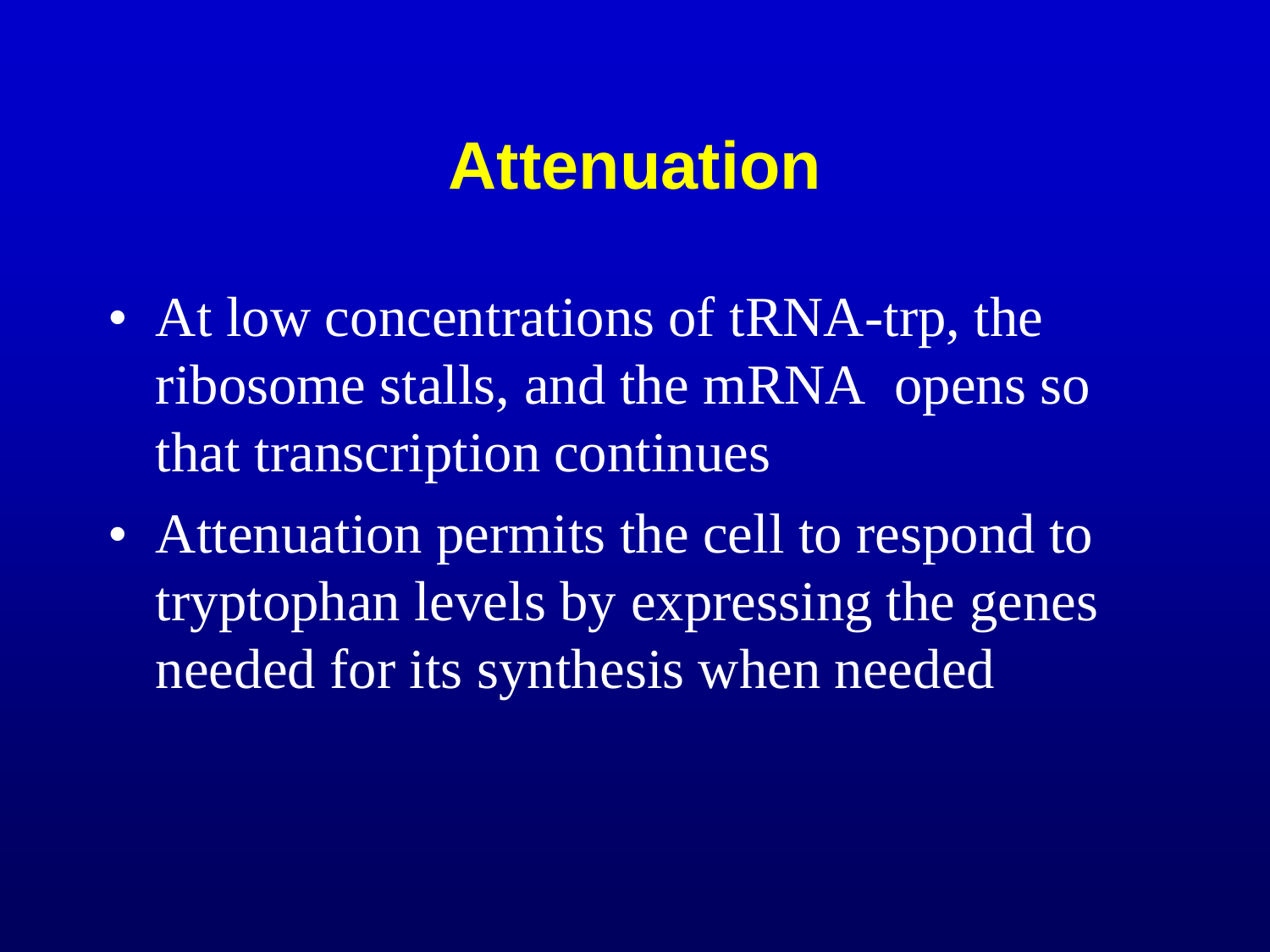# Attenuation

- At low concentrations of tRNA-trp, the ribosome stalls, and the mRNA opens so that transcription continues
- Attenuation permits the cell to respond to tryptophan levels by expressing the genes needed for its synthesis when needed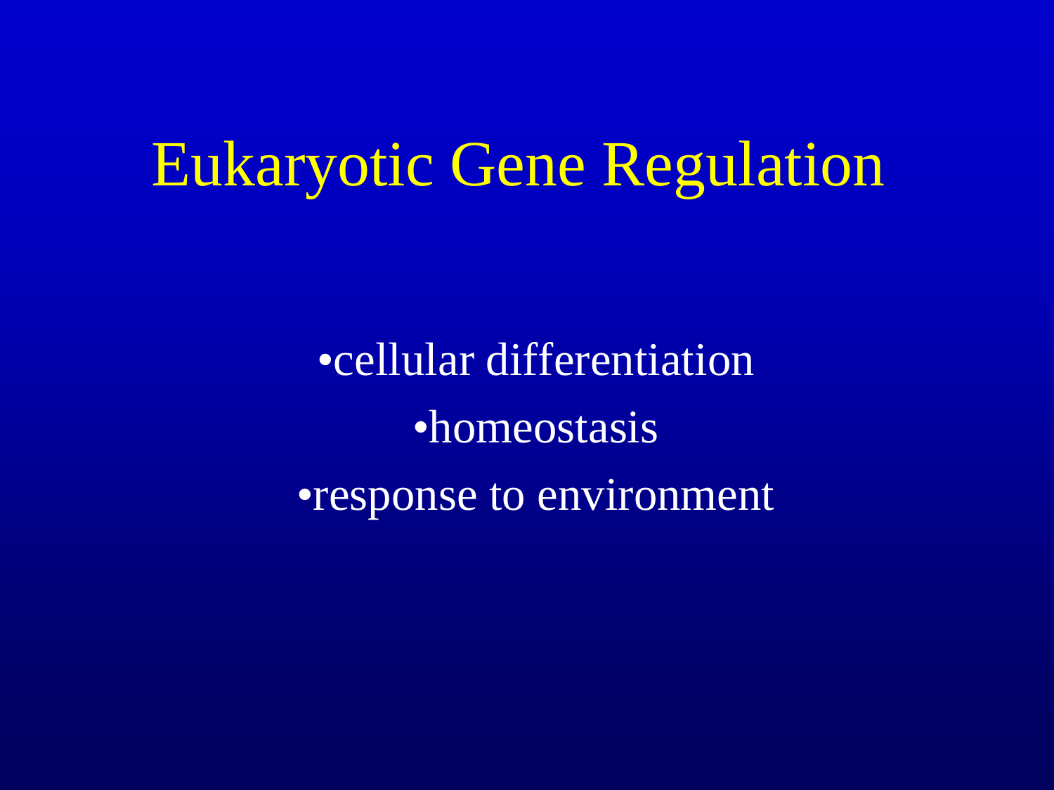# Eukaryotic Gene Regulation

- cellular differentiation
- homeostasis
- response to environment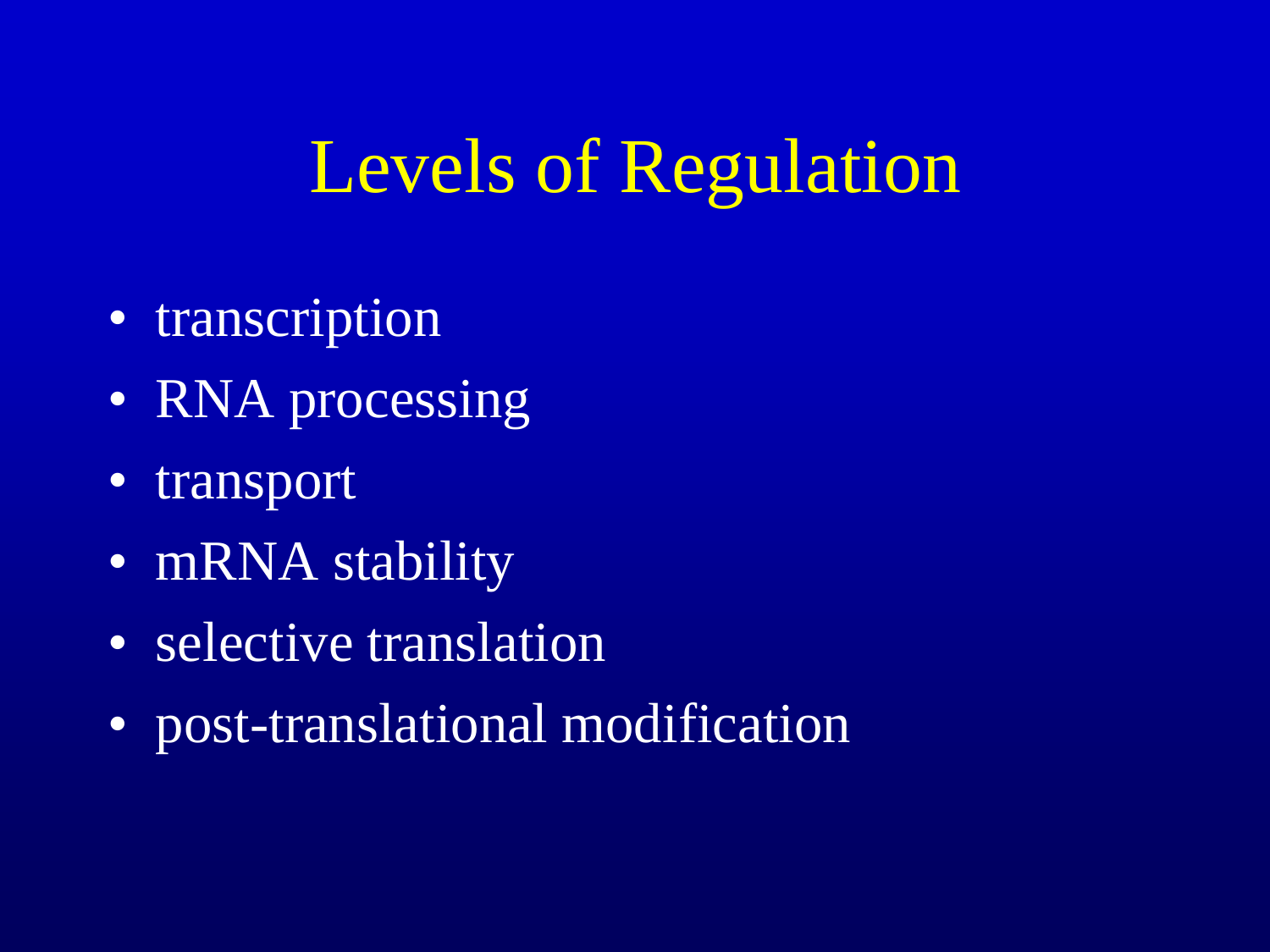# Levels of Regulation

- transcription
- RNA processing
- transport
- mRNA stability
- selective translation
- post-translational modification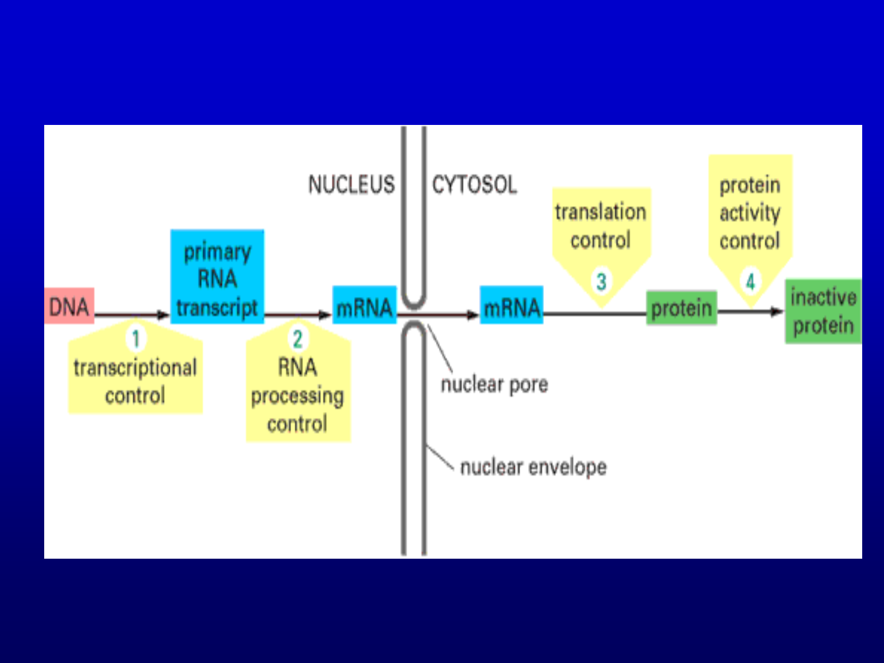NUCLEUS

CYTOSOL

DNA → primary RNA transcript → mRNA → mRNA → protein → inactive protein

1 transcriptional control

2 RNA processing control

3 translation control

4 protein activity control

nuclear pore

nuclear envelope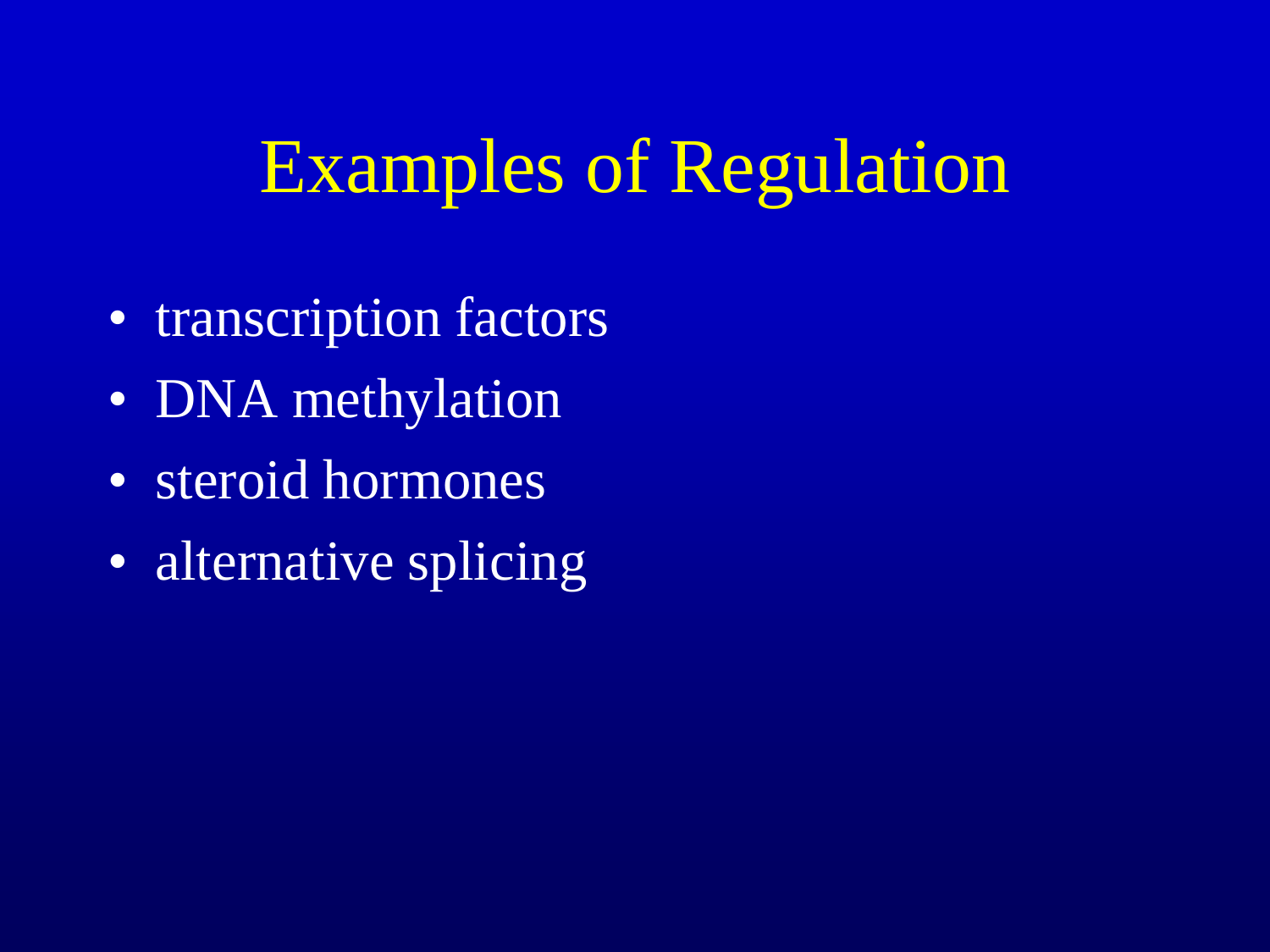# Examples of Regulation

- transcription factors
- DNA methylation
- steroid hormones
- alternative splicing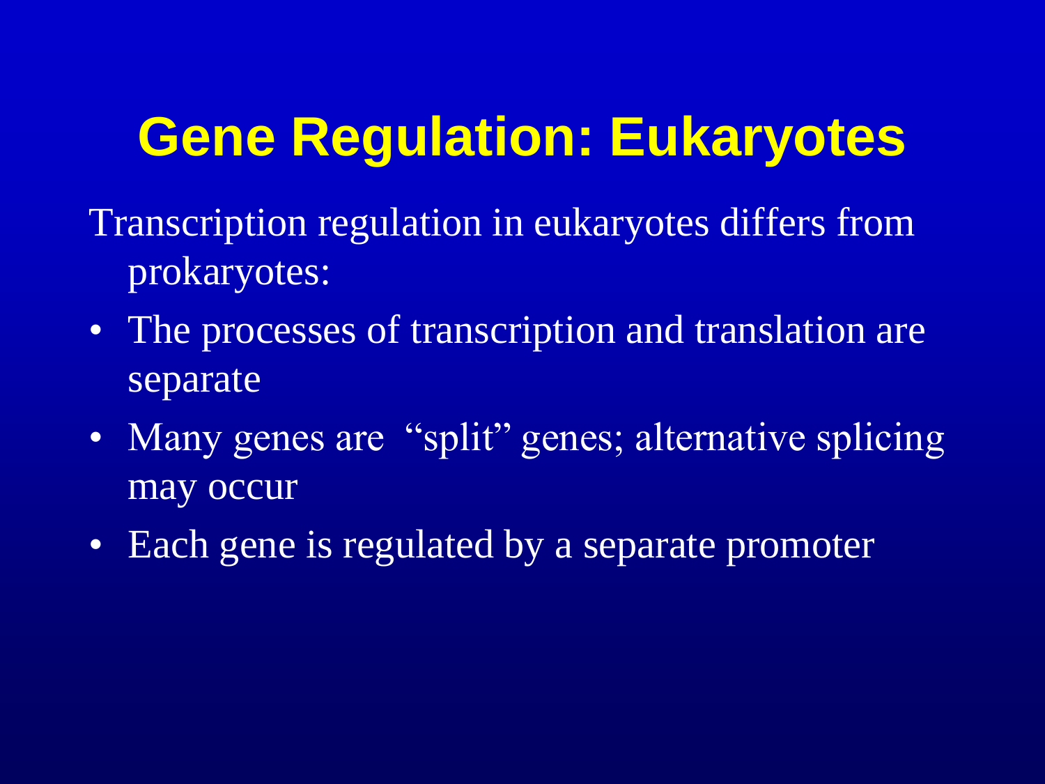# Gene Regulation: Eukaryotes

Transcription regulation in eukaryotes differs from prokaryotes:

- The processes of transcription and translation are separate
- Many genes are "split" genes; alternative splicing may occur
- Each gene is regulated by a separate promoter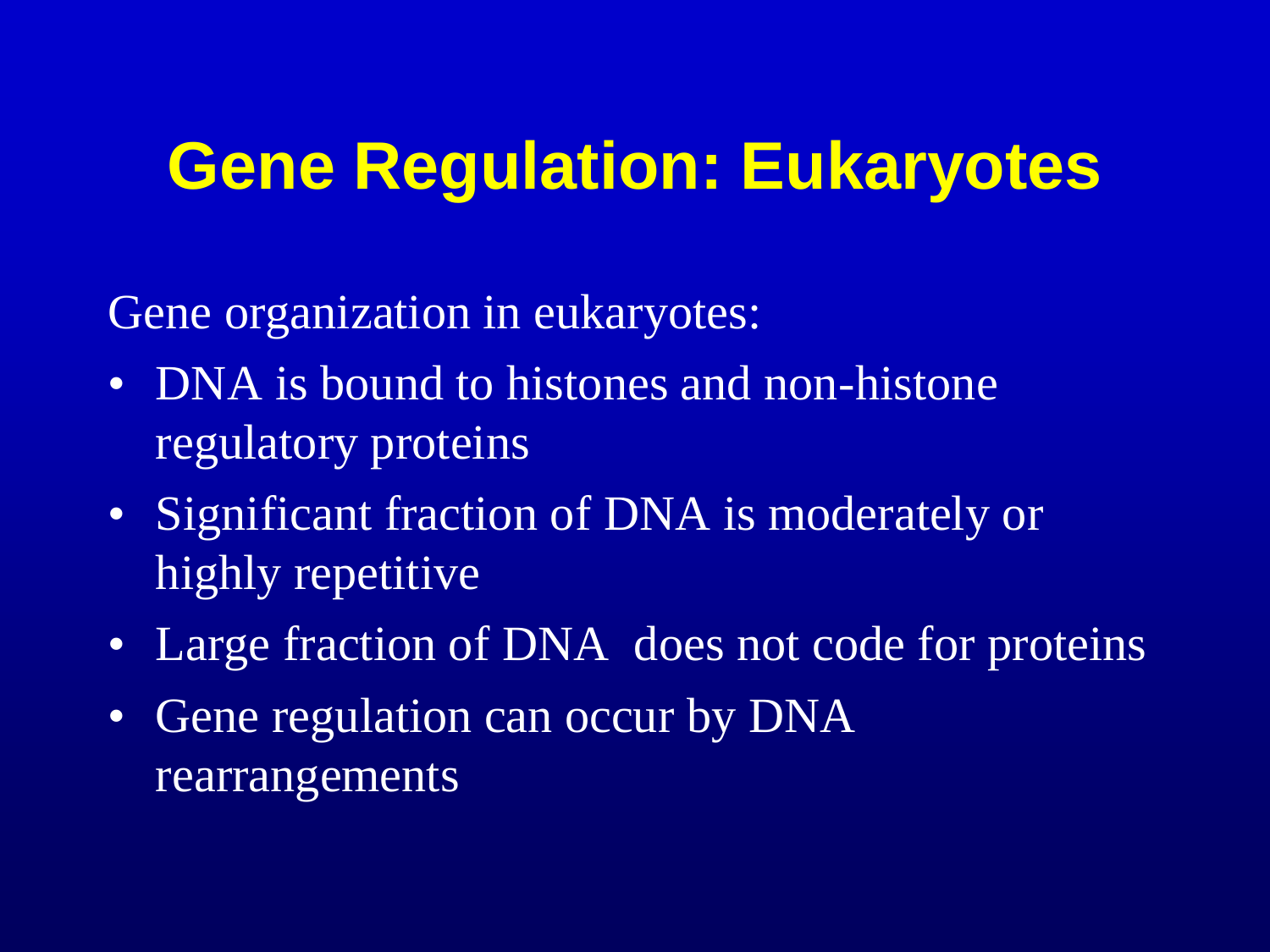# Gene Regulation: Eukaryotes

Gene organization in eukaryotes:

- DNA is bound to histones and non-histone regulatory proteins
- Significant fraction of DNA is moderately or highly repetitive
- Large fraction of DNA does not code for proteins
- Gene regulation can occur by DNA rearrangements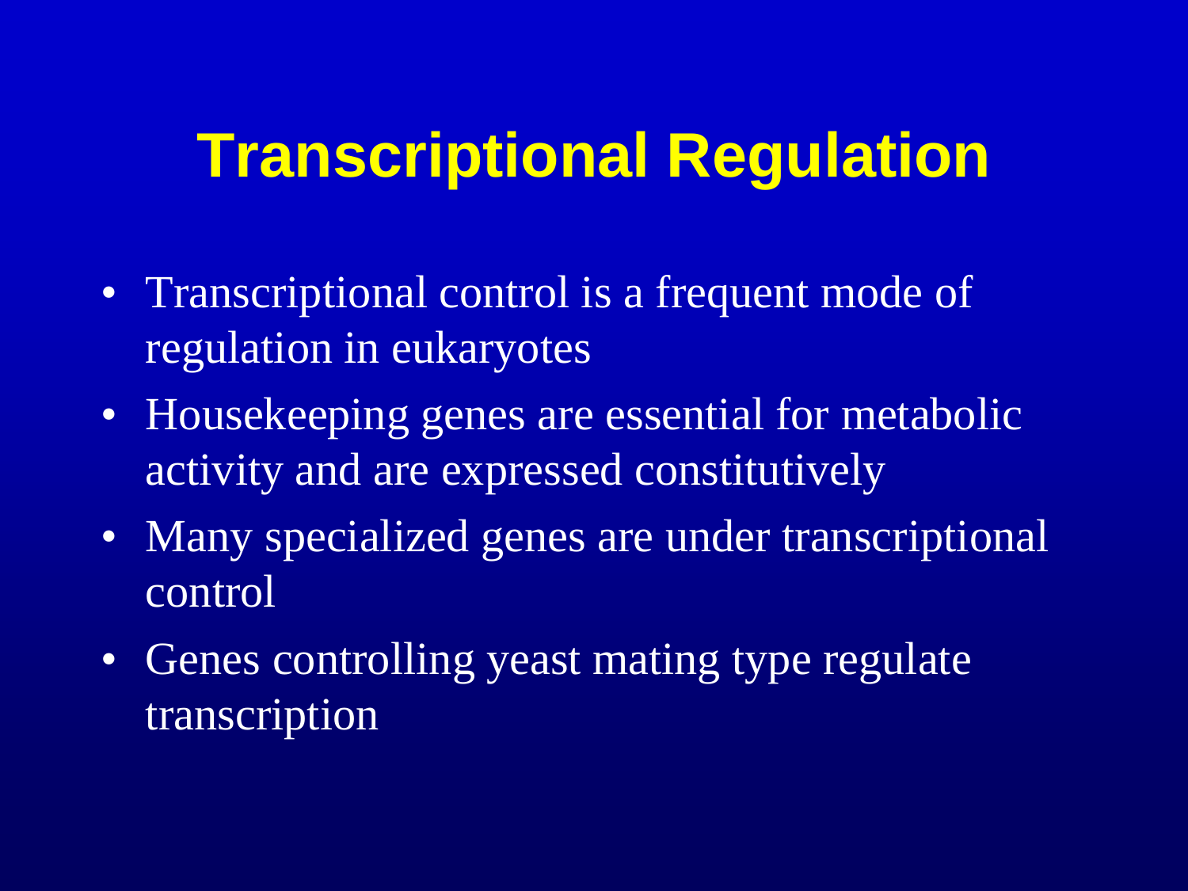# Transcriptional Regulation

- Transcriptional control is a frequent mode of regulation in eukaryotes
- Housekeeping genes are essential for metabolic activity and are expressed constitutively
- Many specialized genes are under transcriptional control
- Genes controlling yeast mating type regulate transcription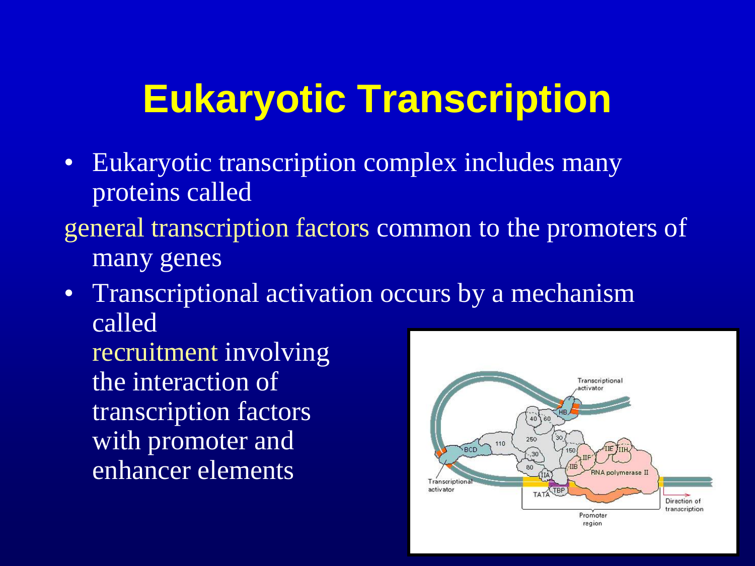# Eukaryotic Transcription

- Eukaryotic transcription complex includes many proteins called

general transcription factors common to the promoters of many genes

- Transcriptional activation occurs by a mechanism called recruitment involving the interaction of transcription factors with promoter and enhancer elements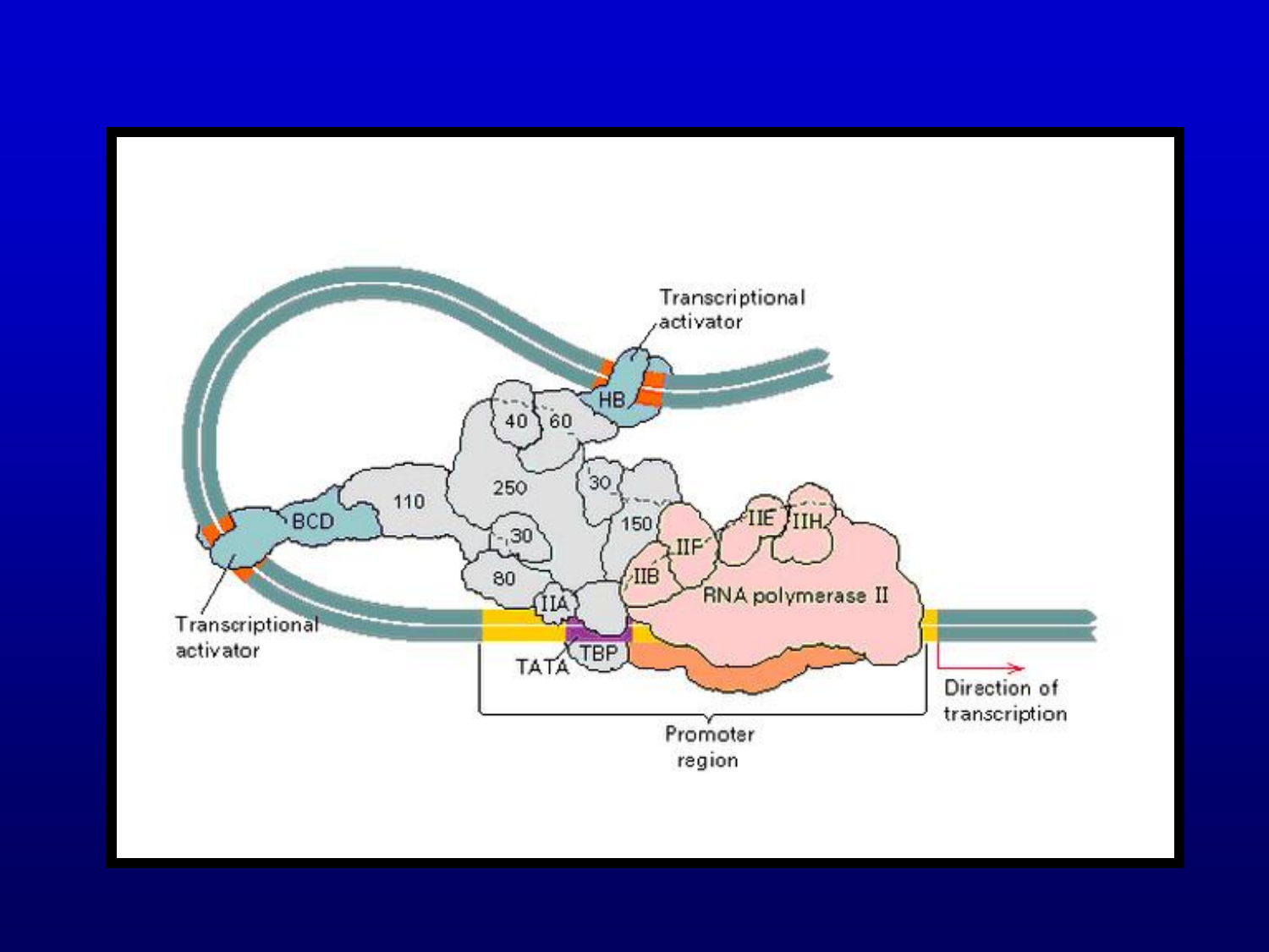Transcriptional activator

HB

40 60

250

110

BCD

30

30

150

IIE IIH

IIF

IIB

80

IIA

RNA polymerase II

Transcriptional activator

TATA TBP

Direction of transcription

Promoter region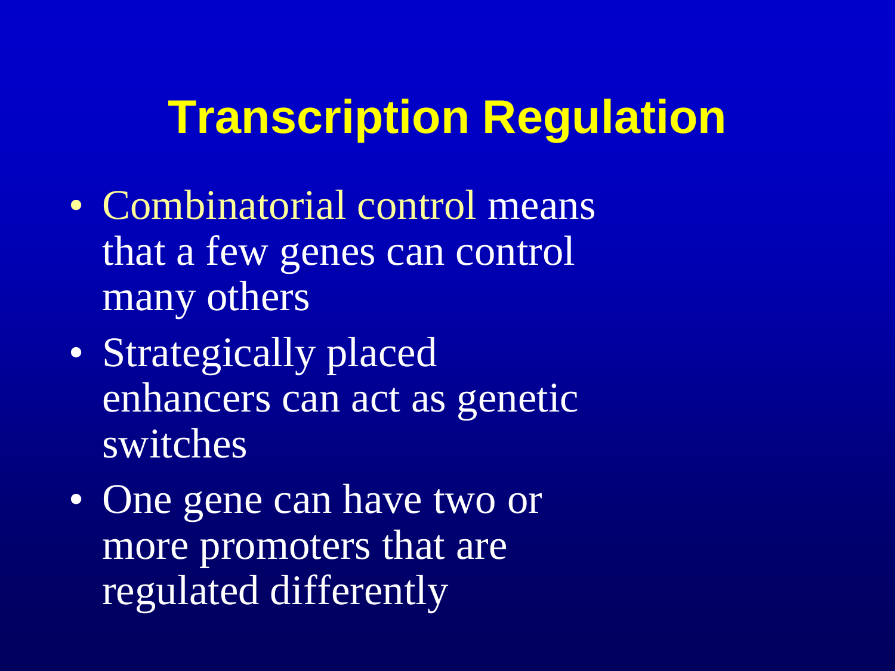# Transcription Regulation

- Combinatorial control means that a few genes can control many others
- Strategically placed enhancers can act as genetic switches
- One gene can have two or more promoters that are regulated differently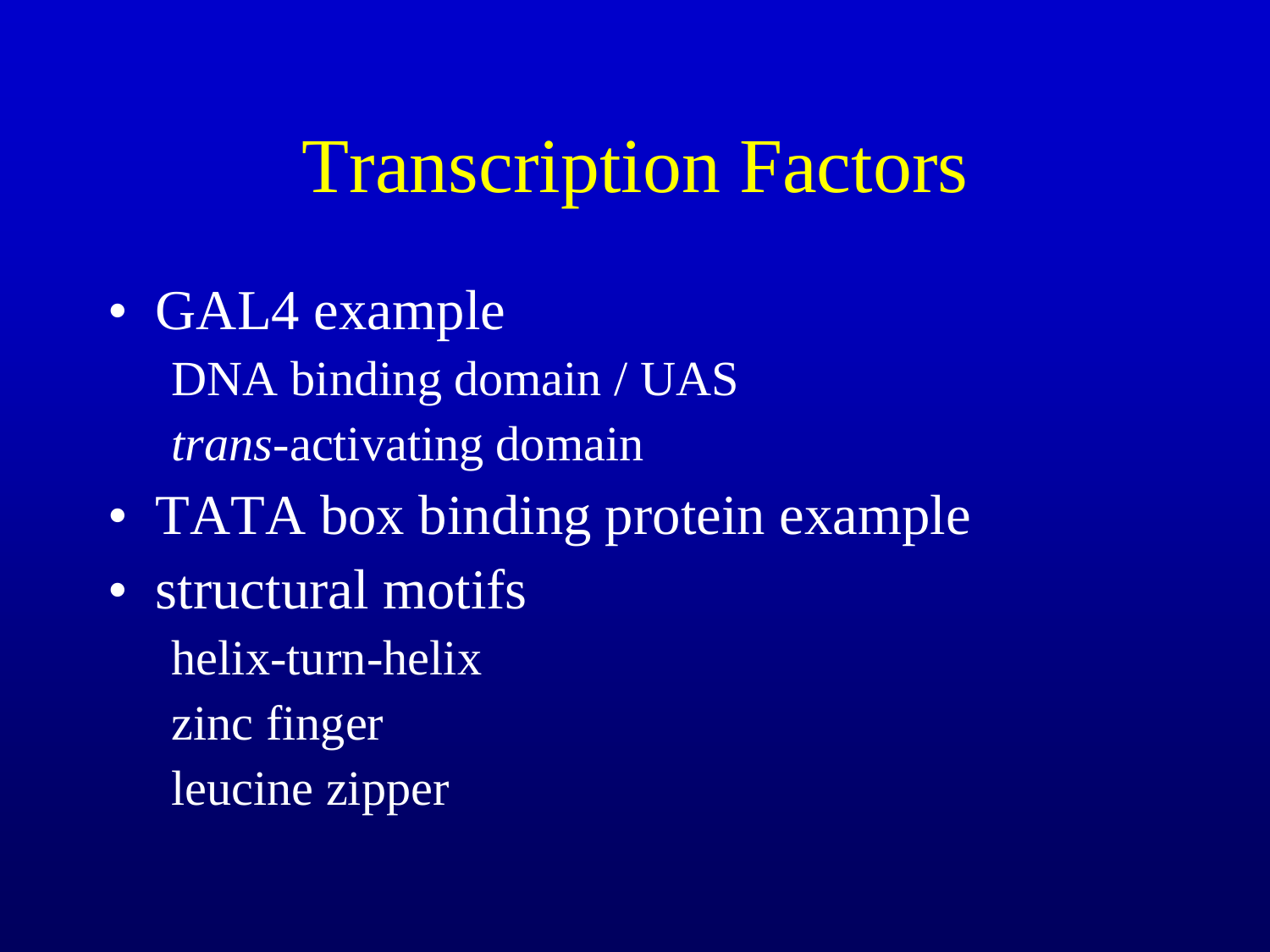# Transcription Factors

- GAL4 example
  - DNA binding domain / UAS
  - *trans*-activating domain
- TATA box binding protein example
- structural motifs
  - helix-turn-helix
  - zinc finger
  - leucine zipper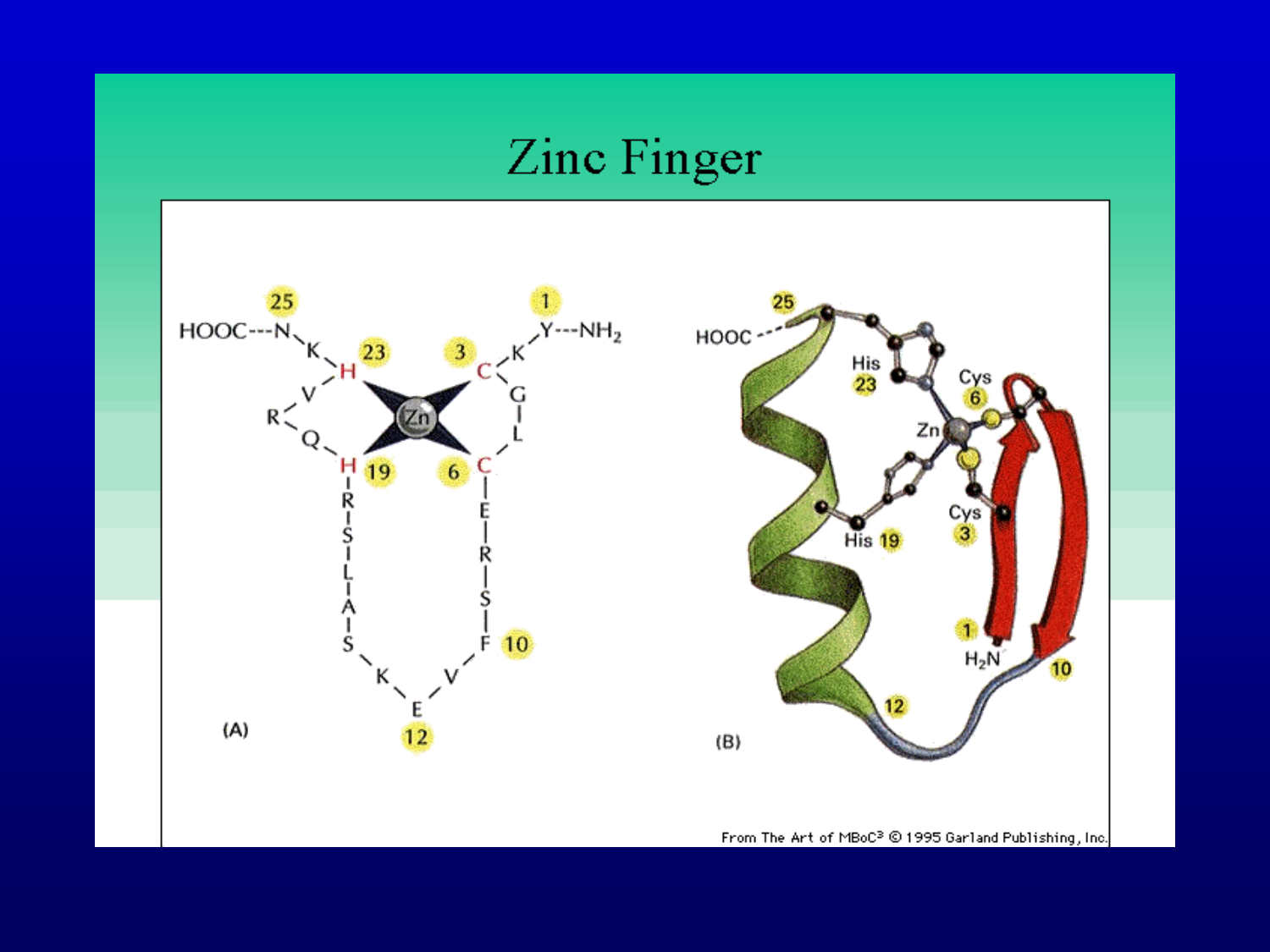# Zinc Finger

(A)

(B)

From The Art of MBoC[3] © 1995 Garland Publishing, Inc.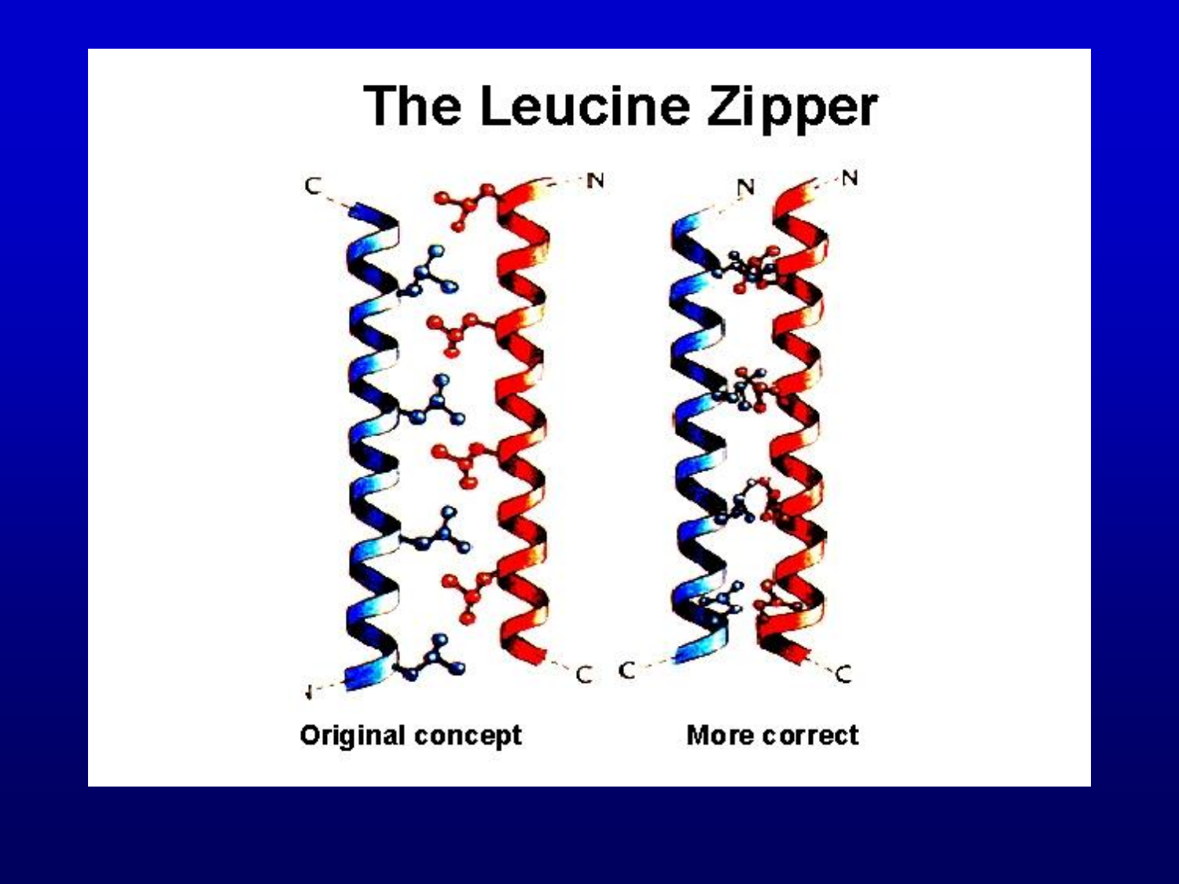# The Leucine Zipper

Original concept

More correct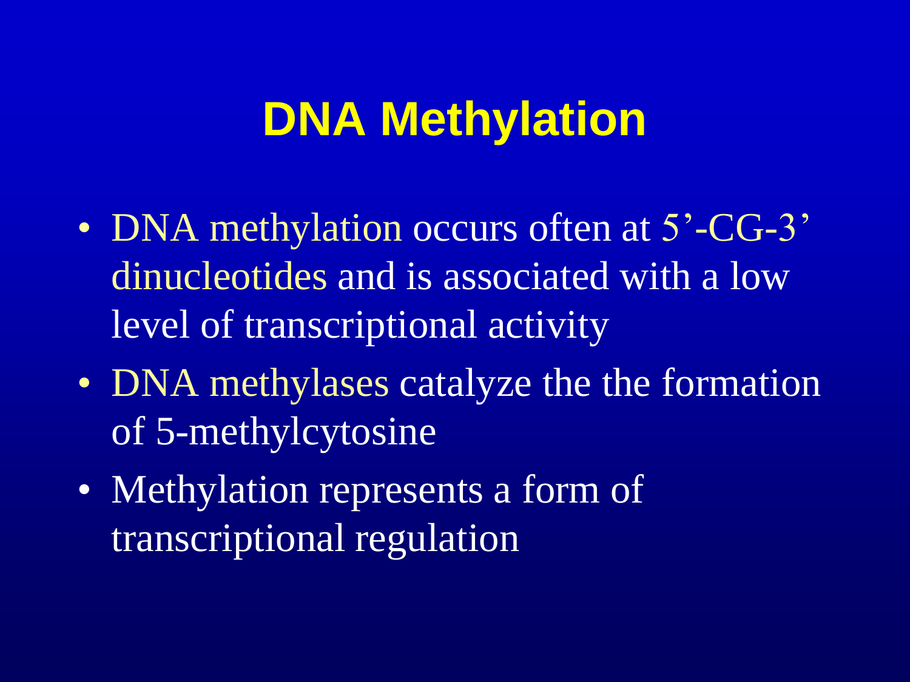# DNA Methylation

- DNA methylation occurs often at 5'-CG-3' dinucleotides and is associated with a low level of transcriptional activity
- DNA methylases catalyze the the formation of 5-methylcytosine
- Methylation represents a form of transcriptional regulation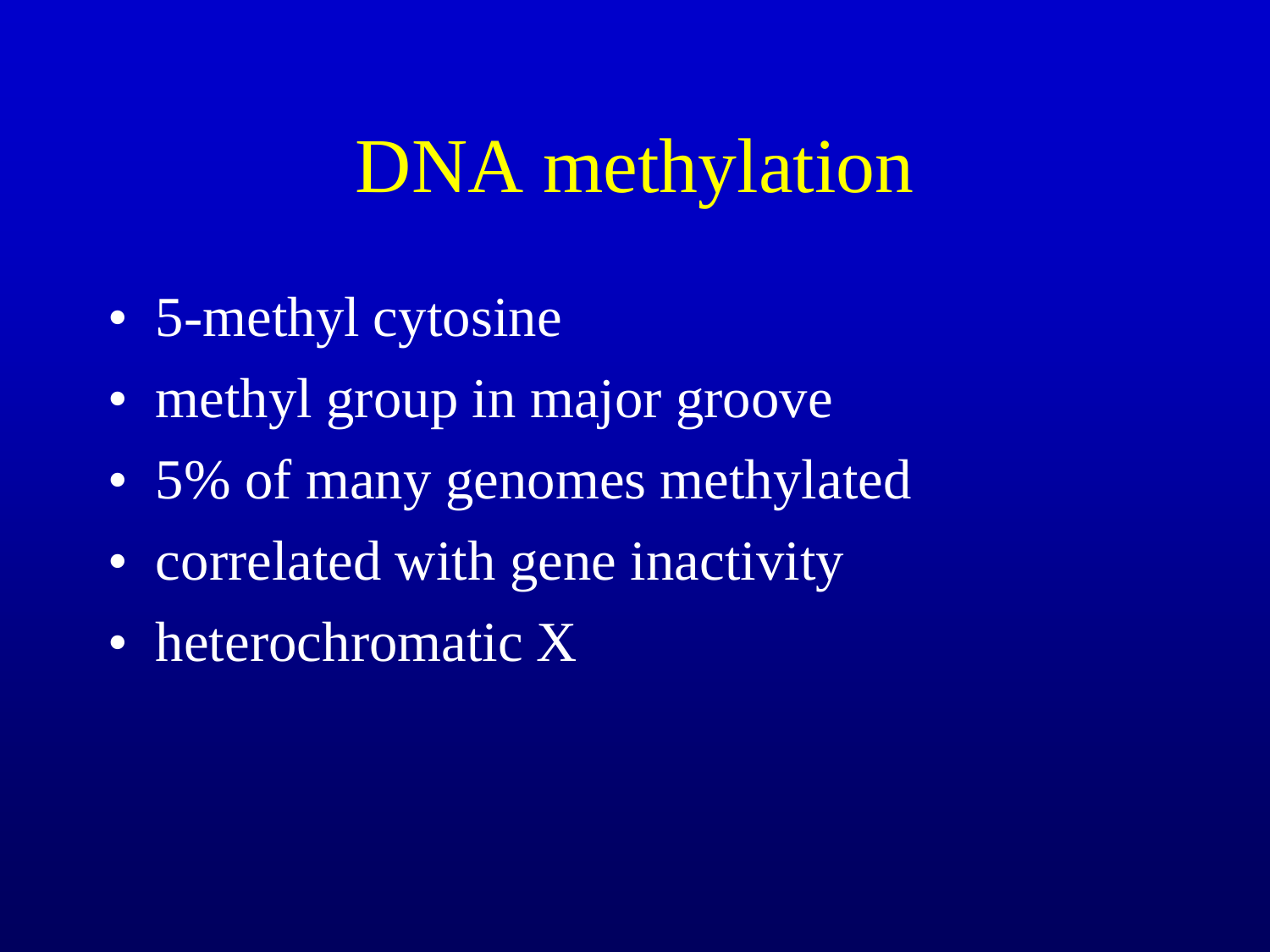# DNA methylation

- 5-methyl cytosine
- methyl group in major groove
- 5% of many genomes methylated
- correlated with gene inactivity
- heterochromatic X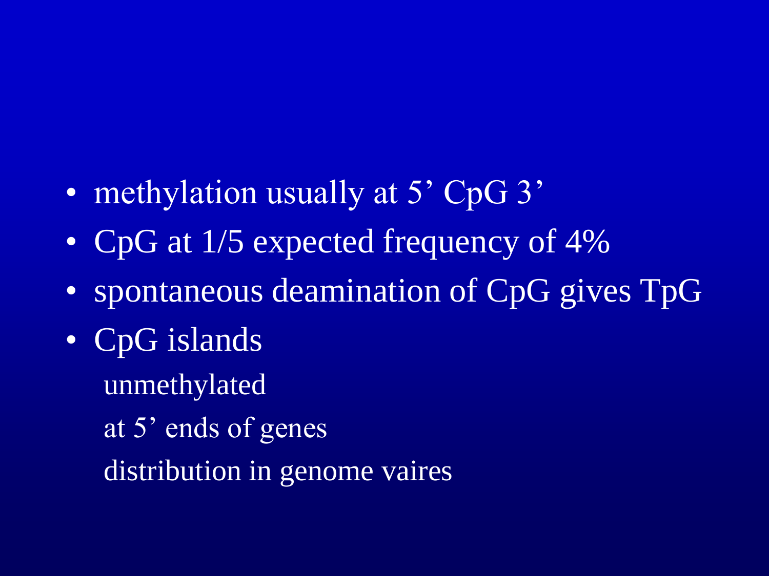- methylation usually at 5’ CpG 3’
- CpG at 1/5 expected frequency of 4%
- spontaneous deamination of CpG gives TpG
- CpG islands
  - unmethylated
  - at 5’ ends of genes
  - distribution in genome vaires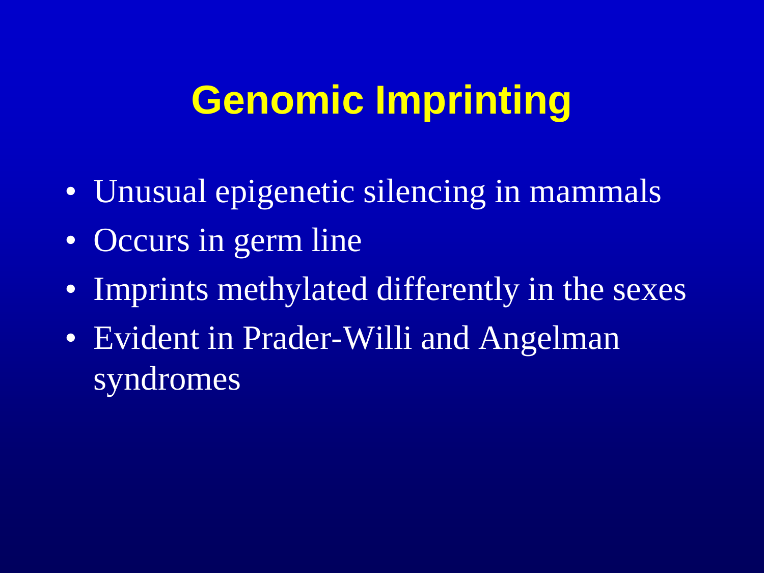# Genomic Imprinting

- Unusual epigenetic silencing in mammals
- Occurs in germ line
- Imprints methylated differently in the sexes
- Evident in Prader-Willi and Angelman syndromes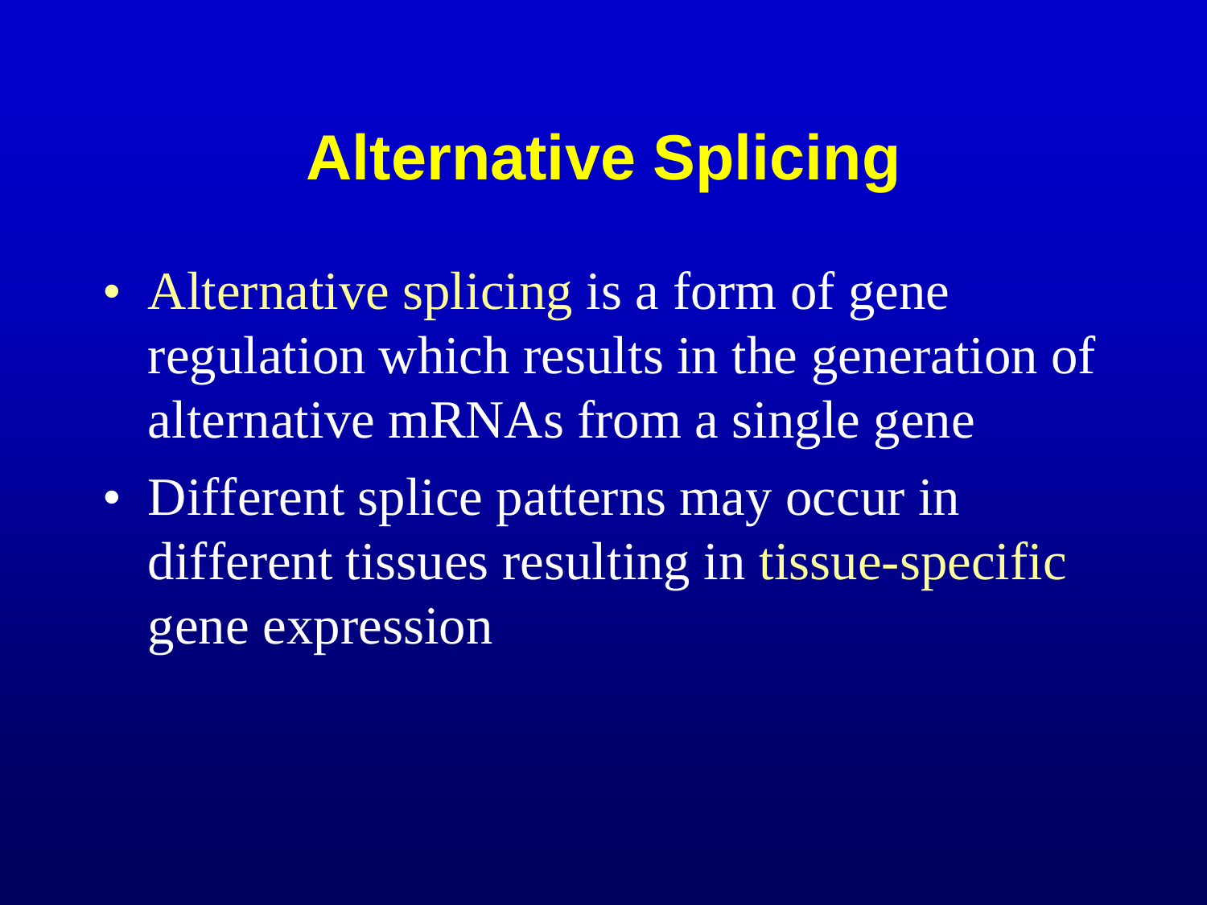# Alternative Splicing

- Alternative splicing is a form of gene regulation which results in the generation of alternative mRNAs from a single gene
- Different splice patterns may occur in different tissues resulting in tissue-specific gene expression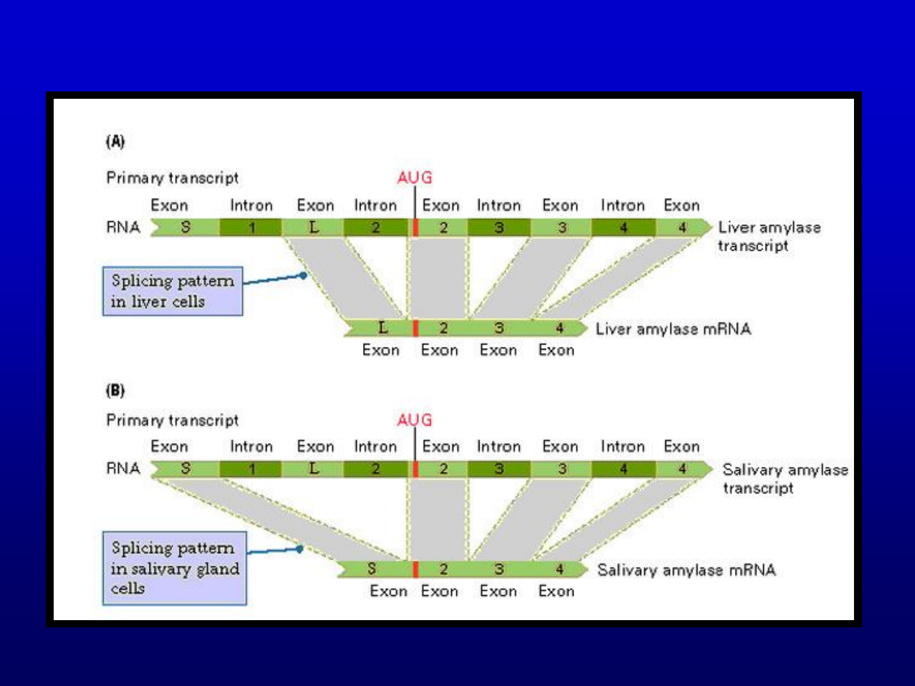(A)

Primary transcript

AUG

| | Exon | Intron | Exon | Intron | Exon | Intron | Exon | Intron | Exon | |
|---|---|---|---|---|---|---|---|---|---|---|
| RNA | S | 1 | L | 2 | 2 | 3 | 3 | 4 | 4 | Liver amylase transcript |

Splicing pattern in liver cells

| L | 2 | 3 | 4 | Liver amylase mRNA |
|---|---|---|---|---|
| Exon | Exon | Exon | Exon | |

(B)

Primary transcript

AUG

| | Exon | Intron | Exon | Intron | Exon | Intron | Exon | Intron | Exon | |
|---|---|---|---|---|---|---|---|---|---|---|
| RNA | S | 1 | L | 2 | 2 | 3 | 3 | 4 | 4 | Salivary amylase transcript |

Splicing pattern in salivary gland cells

| S | 2 | 3 | 4 | Salivary amylase mRNA |
|---|---|---|---|---|
| Exon | Exon | Exon | Exon | |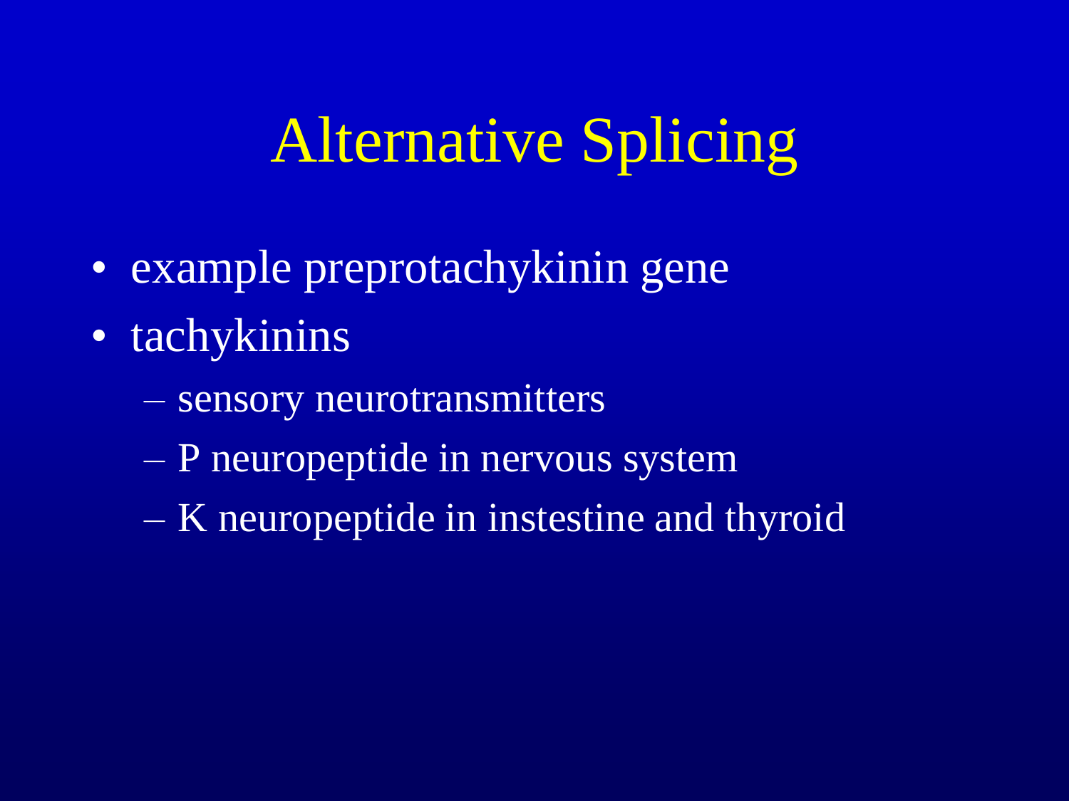# Alternative Splicing

- example preprotachykinin gene
- tachykinins
  - sensory neurotransmitters
  - P neuropeptide in nervous system
  - K neuropeptide in instestine and thyroid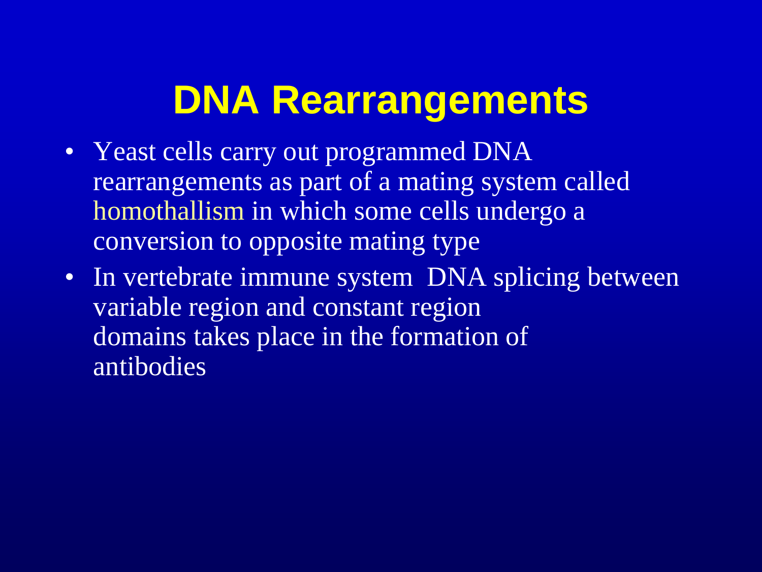# DNA Rearrangements

- Yeast cells carry out programmed DNA rearrangements as part of a mating system called homothallism in which some cells undergo a conversion to opposite mating type
- In vertebrate immune system DNA splicing between variable region and constant region domains takes place in the formation of antibodies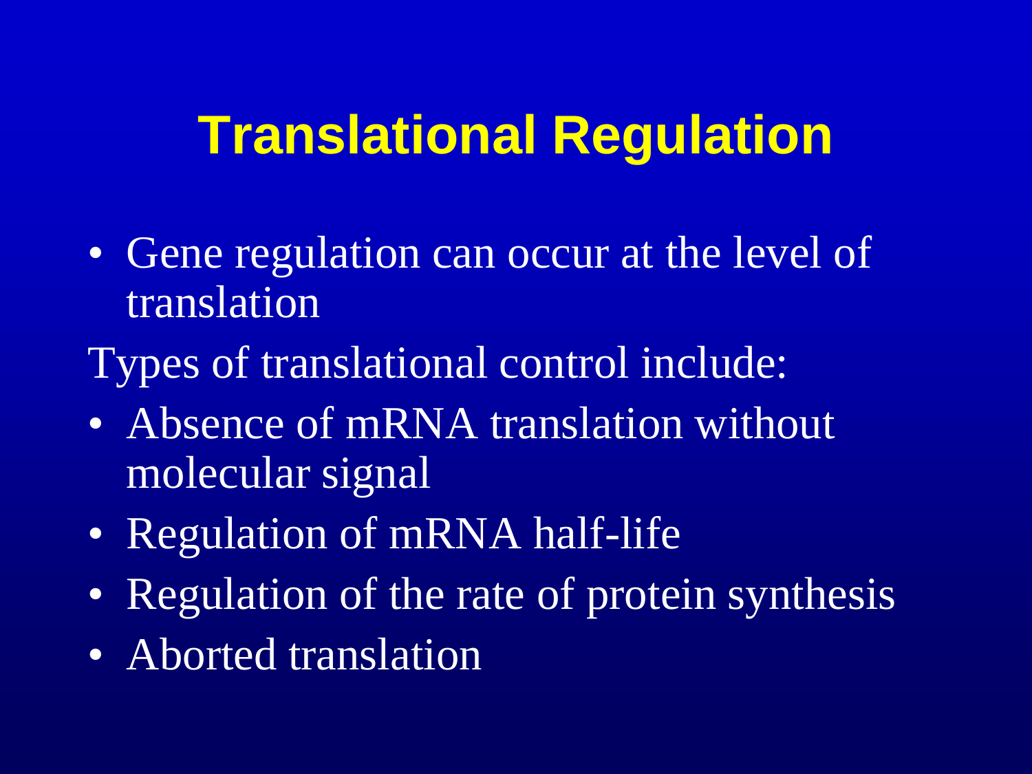# Translational Regulation

- Gene regulation can occur at the level of translation

Types of translational control include:

- Absence of mRNA translation without molecular signal
- Regulation of mRNA half-life
- Regulation of the rate of protein synthesis
- Aborted translation